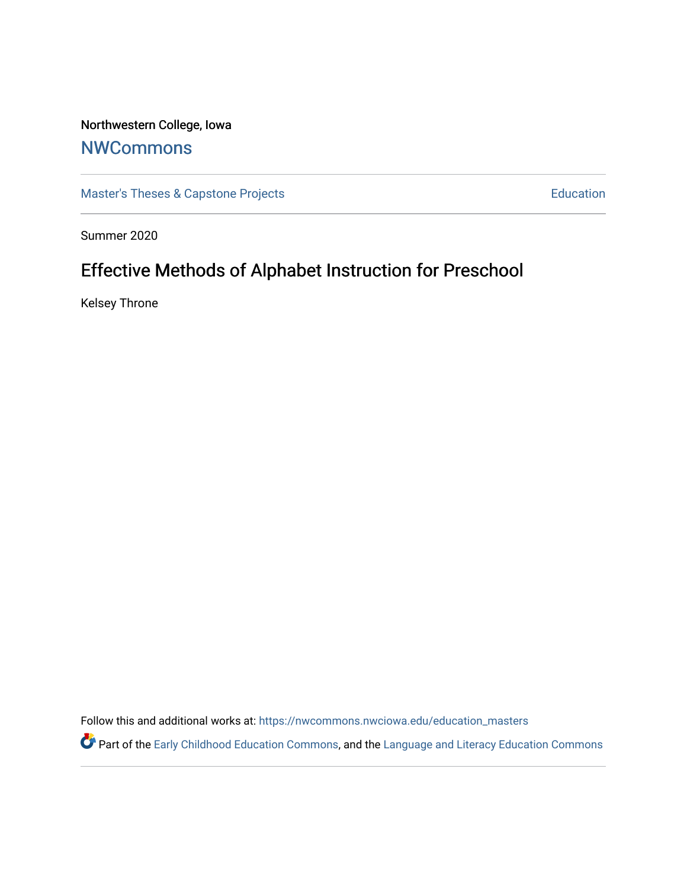Northwestern College, Iowa

## NWCommons

Master's Theses & Capstone Projects | Education

Summer 2020

# Effective Methods of Alphabet Instruction for Preschool

Kelsey Throne

Follow this and additional works at: https://nwcommons.nwciowa.edu/education_masters

Part of the Early Childhood Education Commons, and the Language and Literacy Education Commons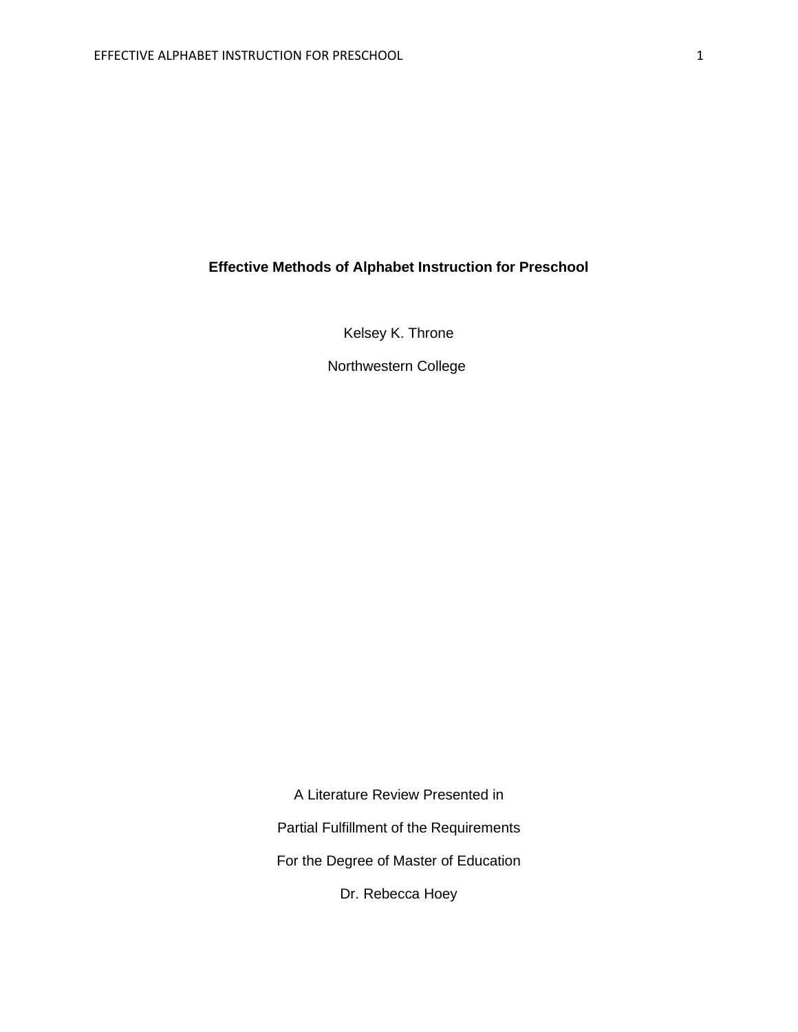# Effective Methods of Alphabet Instruction for Preschool

Kelsey K. Throne

Northwestern College

A Literature Review Presented in

Partial Fulfillment of the Requirements

For the Degree of Master of Education

Dr. Rebecca Hoey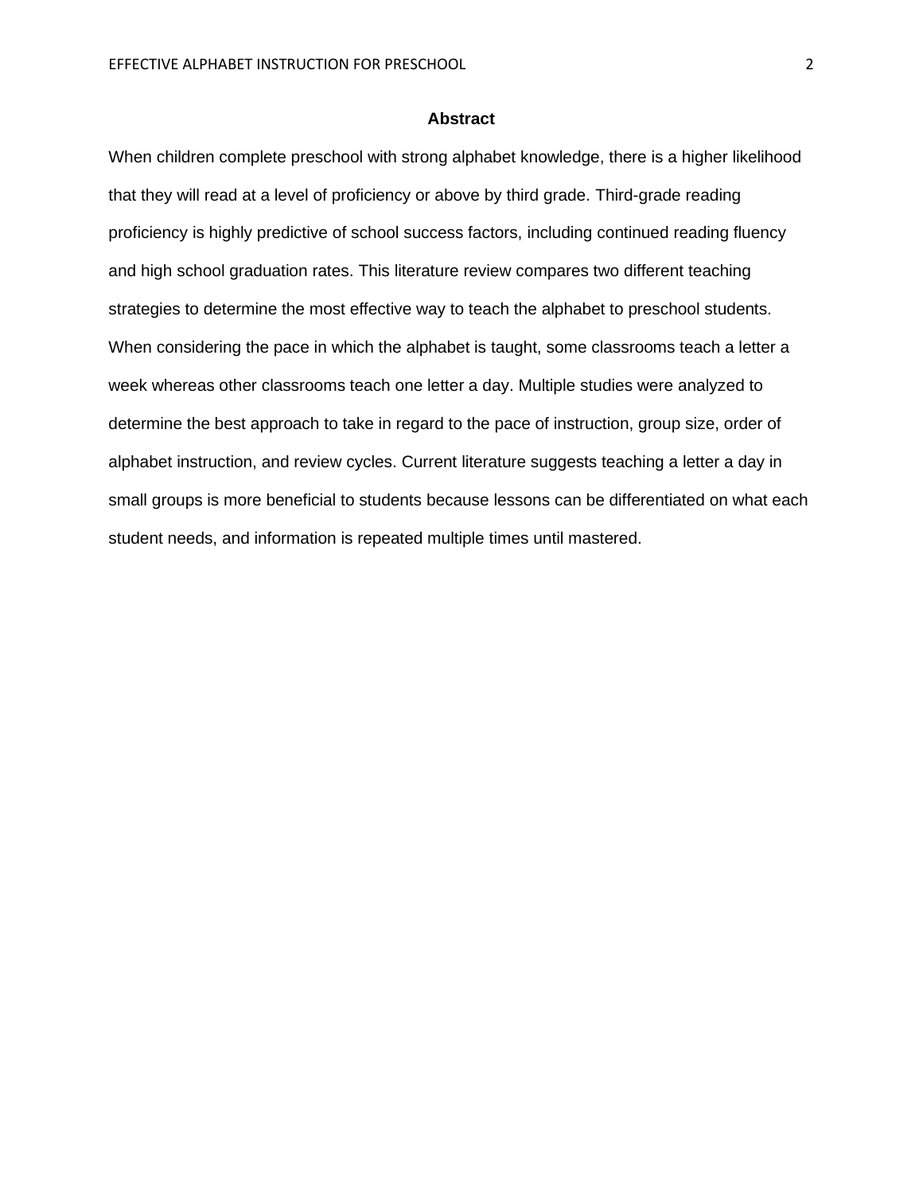## Abstract

When children complete preschool with strong alphabet knowledge, there is a higher likelihood that they will read at a level of proficiency or above by third grade. Third-grade reading proficiency is highly predictive of school success factors, including continued reading fluency and high school graduation rates. This literature review compares two different teaching strategies to determine the most effective way to teach the alphabet to preschool students. When considering the pace in which the alphabet is taught, some classrooms teach a letter a week whereas other classrooms teach one letter a day. Multiple studies were analyzed to determine the best approach to take in regard to the pace of instruction, group size, order of alphabet instruction, and review cycles. Current literature suggests teaching a letter a day in small groups is more beneficial to students because lessons can be differentiated on what each student needs, and information is repeated multiple times until mastered.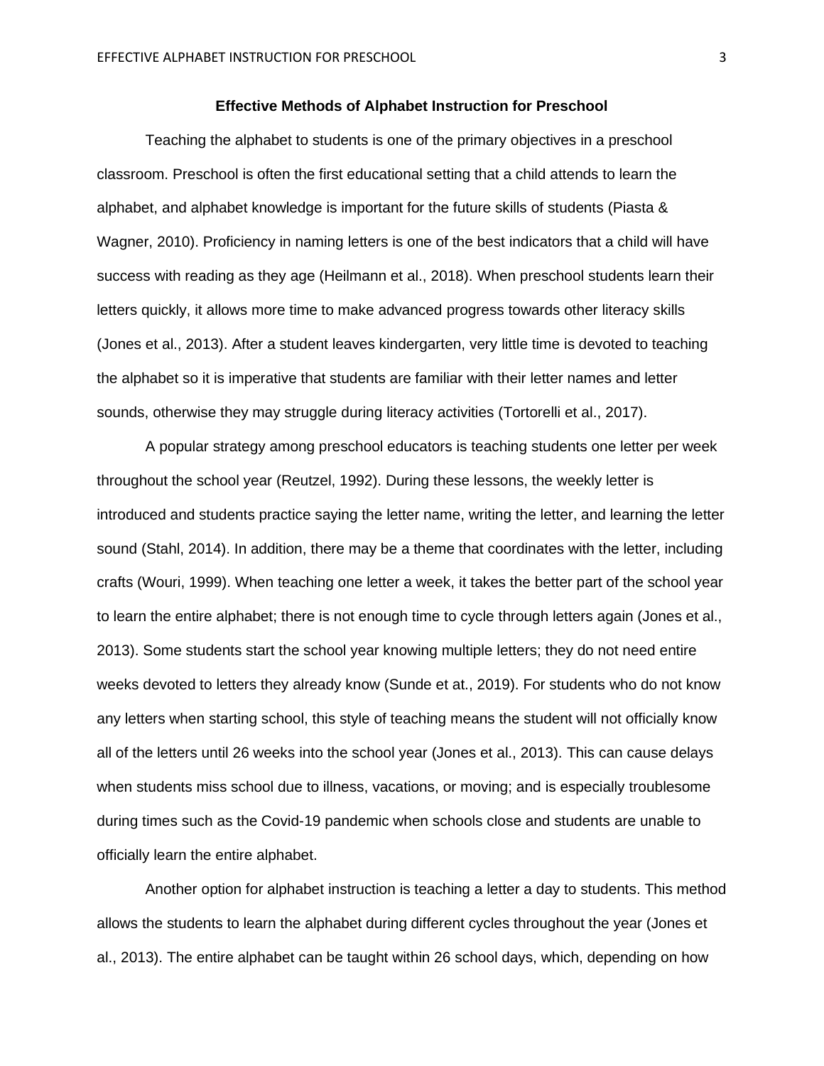## Effective Methods of Alphabet Instruction for Preschool

Teaching the alphabet to students is one of the primary objectives in a preschool classroom. Preschool is often the first educational setting that a child attends to learn the alphabet, and alphabet knowledge is important for the future skills of students (Piasta & Wagner, 2010). Proficiency in naming letters is one of the best indicators that a child will have success with reading as they age (Heilmann et al., 2018). When preschool students learn their letters quickly, it allows more time to make advanced progress towards other literacy skills (Jones et al., 2013). After a student leaves kindergarten, very little time is devoted to teaching the alphabet so it is imperative that students are familiar with their letter names and letter sounds, otherwise they may struggle during literacy activities (Tortorelli et al., 2017).

A popular strategy among preschool educators is teaching students one letter per week throughout the school year (Reutzel, 1992). During these lessons, the weekly letter is introduced and students practice saying the letter name, writing the letter, and learning the letter sound (Stahl, 2014). In addition, there may be a theme that coordinates with the letter, including crafts (Wouri, 1999). When teaching one letter a week, it takes the better part of the school year to learn the entire alphabet; there is not enough time to cycle through letters again (Jones et al., 2013). Some students start the school year knowing multiple letters; they do not need entire weeks devoted to letters they already know (Sunde et at., 2019). For students who do not know any letters when starting school, this style of teaching means the student will not officially know all of the letters until 26 weeks into the school year (Jones et al., 2013). This can cause delays when students miss school due to illness, vacations, or moving; and is especially troublesome during times such as the Covid-19 pandemic when schools close and students are unable to officially learn the entire alphabet.

Another option for alphabet instruction is teaching a letter a day to students. This method allows the students to learn the alphabet during different cycles throughout the year (Jones et al., 2013). The entire alphabet can be taught within 26 school days, which, depending on how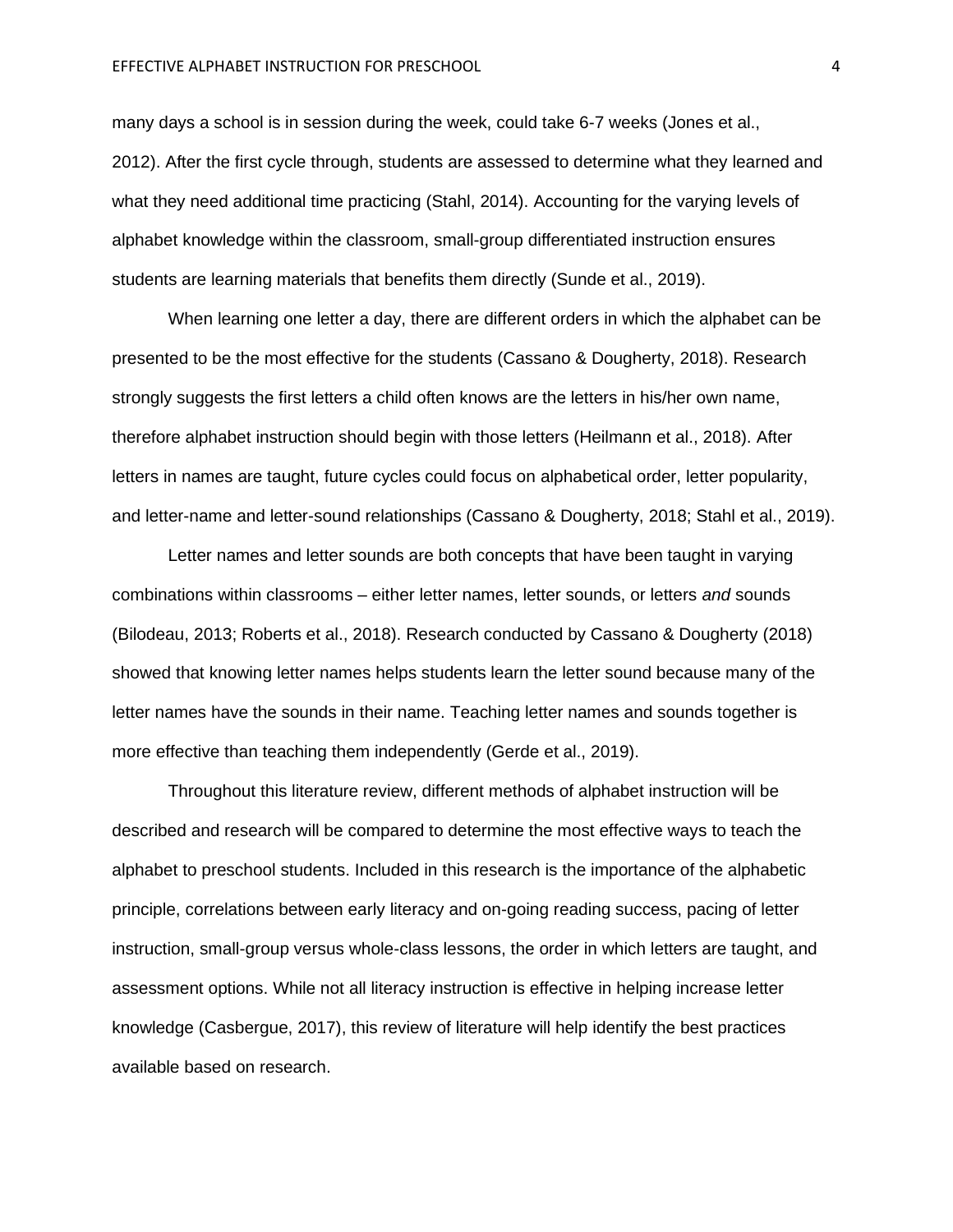many days a school is in session during the week, could take 6-7 weeks (Jones et al., 2012). After the first cycle through, students are assessed to determine what they learned and what they need additional time practicing (Stahl, 2014). Accounting for the varying levels of alphabet knowledge within the classroom, small-group differentiated instruction ensures students are learning materials that benefits them directly (Sunde et al., 2019).

When learning one letter a day, there are different orders in which the alphabet can be presented to be the most effective for the students (Cassano & Dougherty, 2018). Research strongly suggests the first letters a child often knows are the letters in his/her own name, therefore alphabet instruction should begin with those letters (Heilmann et al., 2018). After letters in names are taught, future cycles could focus on alphabetical order, letter popularity, and letter-name and letter-sound relationships (Cassano & Dougherty, 2018; Stahl et al., 2019).

Letter names and letter sounds are both concepts that have been taught in varying combinations within classrooms – either letter names, letter sounds, or letters *and* sounds (Bilodeau, 2013; Roberts et al., 2018). Research conducted by Cassano & Dougherty (2018) showed that knowing letter names helps students learn the letter sound because many of the letter names have the sounds in their name. Teaching letter names and sounds together is more effective than teaching them independently (Gerde et al., 2019).

Throughout this literature review, different methods of alphabet instruction will be described and research will be compared to determine the most effective ways to teach the alphabet to preschool students. Included in this research is the importance of the alphabetic principle, correlations between early literacy and on-going reading success, pacing of letter instruction, small-group versus whole-class lessons, the order in which letters are taught, and assessment options. While not all literacy instruction is effective in helping increase letter knowledge (Casbergue, 2017), this review of literature will help identify the best practices available based on research.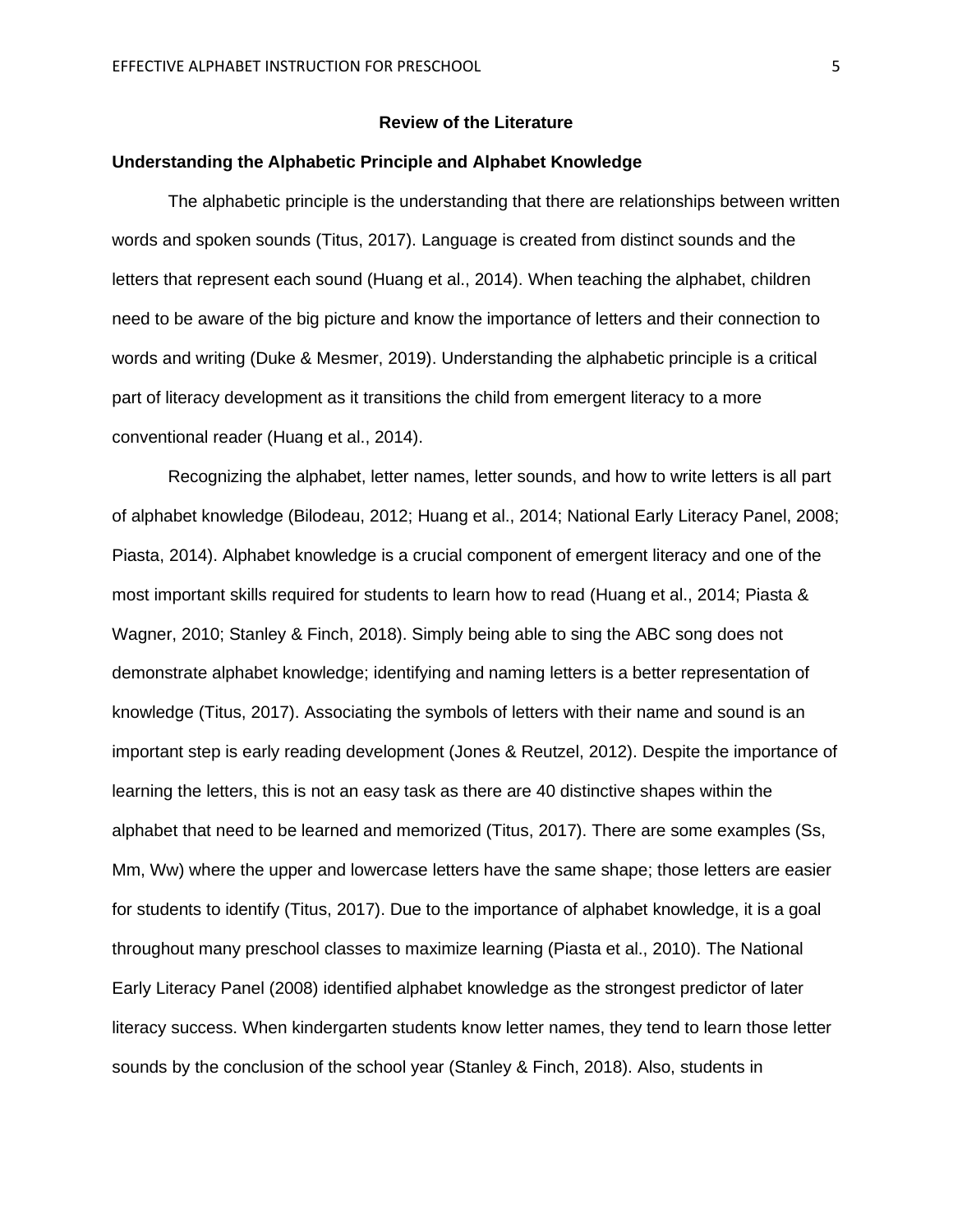## Review of the Literature

### Understanding the Alphabetic Principle and Alphabet Knowledge

The alphabetic principle is the understanding that there are relationships between written words and spoken sounds (Titus, 2017). Language is created from distinct sounds and the letters that represent each sound (Huang et al., 2014). When teaching the alphabet, children need to be aware of the big picture and know the importance of letters and their connection to words and writing (Duke & Mesmer, 2019). Understanding the alphabetic principle is a critical part of literacy development as it transitions the child from emergent literacy to a more conventional reader (Huang et al., 2014).

Recognizing the alphabet, letter names, letter sounds, and how to write letters is all part of alphabet knowledge (Bilodeau, 2012; Huang et al., 2014; National Early Literacy Panel, 2008; Piasta, 2014). Alphabet knowledge is a crucial component of emergent literacy and one of the most important skills required for students to learn how to read (Huang et al., 2014; Piasta & Wagner, 2010; Stanley & Finch, 2018). Simply being able to sing the ABC song does not demonstrate alphabet knowledge; identifying and naming letters is a better representation of knowledge (Titus, 2017). Associating the symbols of letters with their name and sound is an important step is early reading development (Jones & Reutzel, 2012). Despite the importance of learning the letters, this is not an easy task as there are 40 distinctive shapes within the alphabet that need to be learned and memorized (Titus, 2017). There are some examples (Ss, Mm, Ww) where the upper and lowercase letters have the same shape; those letters are easier for students to identify (Titus, 2017). Due to the importance of alphabet knowledge, it is a goal throughout many preschool classes to maximize learning (Piasta et al., 2010). The National Early Literacy Panel (2008) identified alphabet knowledge as the strongest predictor of later literacy success. When kindergarten students know letter names, they tend to learn those letter sounds by the conclusion of the school year (Stanley & Finch, 2018). Also, students in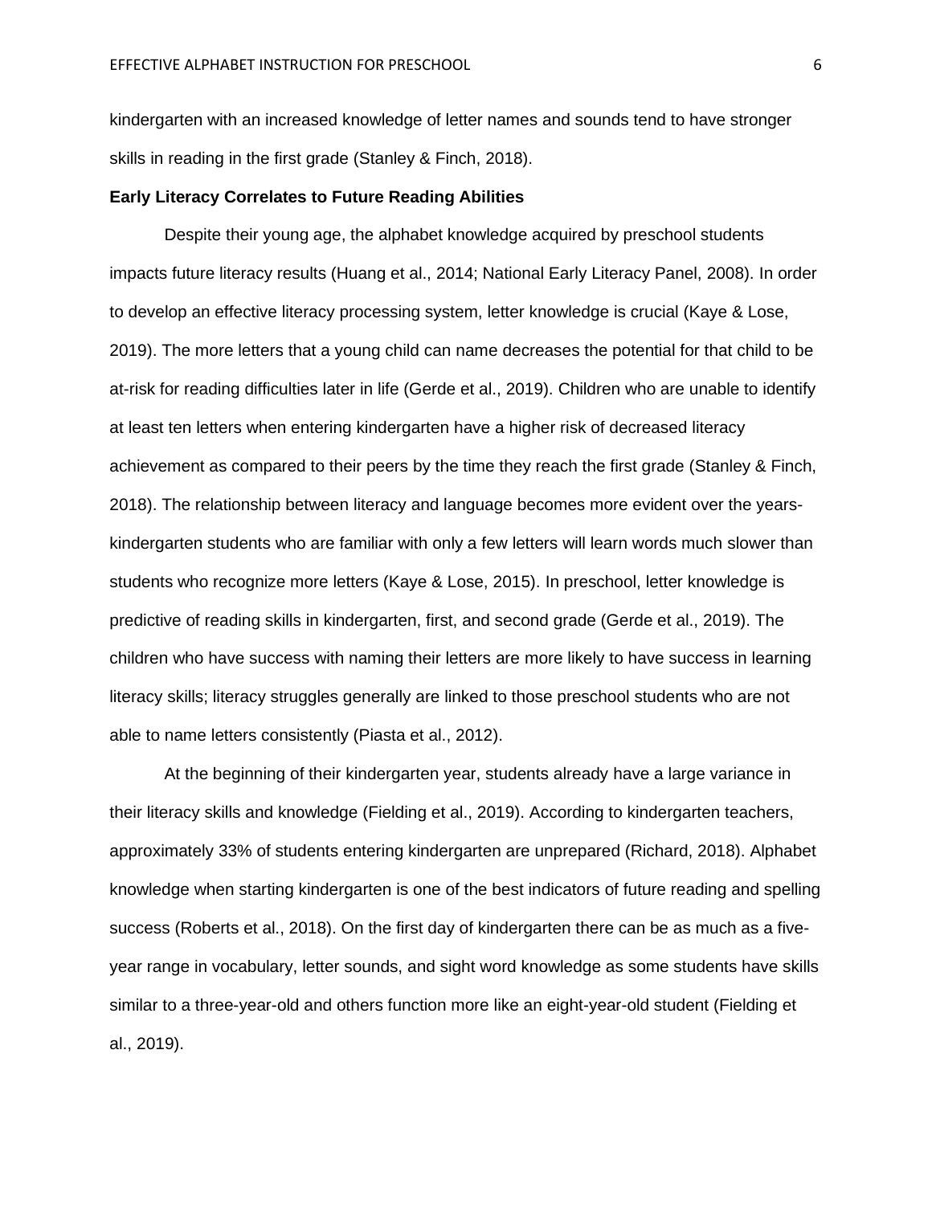kindergarten with an increased knowledge of letter names and sounds tend to have stronger skills in reading in the first grade (Stanley & Finch, 2018).

**Early Literacy Correlates to Future Reading Abilities**

Despite their young age, the alphabet knowledge acquired by preschool students impacts future literacy results (Huang et al., 2014; National Early Literacy Panel, 2008). In order to develop an effective literacy processing system, letter knowledge is crucial (Kaye & Lose, 2019). The more letters that a young child can name decreases the potential for that child to be at-risk for reading difficulties later in life (Gerde et al., 2019). Children who are unable to identify at least ten letters when entering kindergarten have a higher risk of decreased literacy achievement as compared to their peers by the time they reach the first grade (Stanley & Finch, 2018). The relationship between literacy and language becomes more evident over the years- kindergarten students who are familiar with only a few letters will learn words much slower than students who recognize more letters (Kaye & Lose, 2015). In preschool, letter knowledge is predictive of reading skills in kindergarten, first, and second grade (Gerde et al., 2019). The children who have success with naming their letters are more likely to have success in learning literacy skills; literacy struggles generally are linked to those preschool students who are not able to name letters consistently (Piasta et al., 2012).

At the beginning of their kindergarten year, students already have a large variance in their literacy skills and knowledge (Fielding et al., 2019). According to kindergarten teachers, approximately 33% of students entering kindergarten are unprepared (Richard, 2018). Alphabet knowledge when starting kindergarten is one of the best indicators of future reading and spelling success (Roberts et al., 2018). On the first day of kindergarten there can be as much as a five-year range in vocabulary, letter sounds, and sight word knowledge as some students have skills similar to a three-year-old and others function more like an eight-year-old student (Fielding et al., 2019).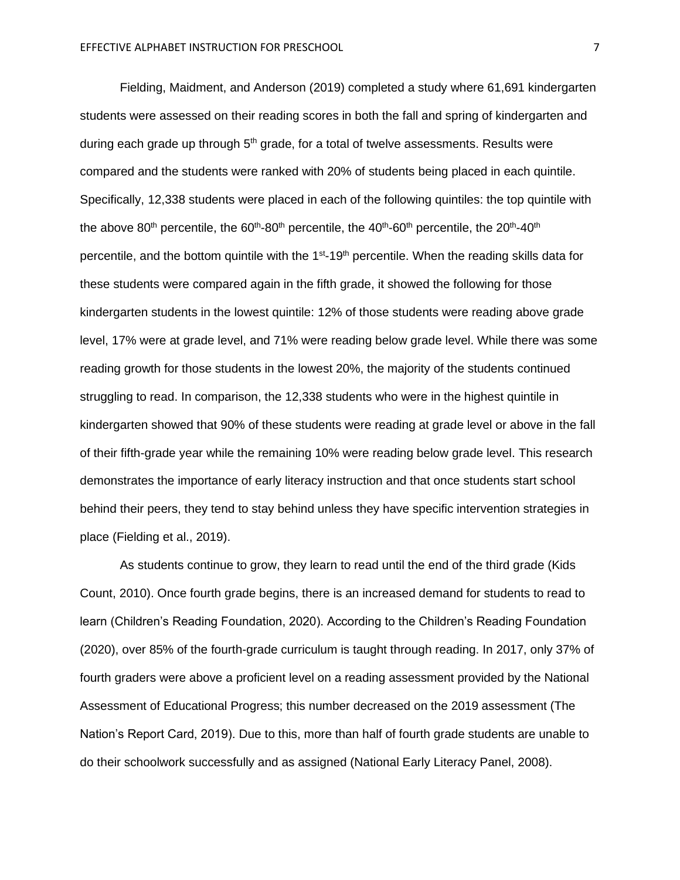Fielding, Maidment, and Anderson (2019) completed a study where 61,691 kindergarten students were assessed on their reading scores in both the fall and spring of kindergarten and during each grade up through 5th grade, for a total of twelve assessments. Results were compared and the students were ranked with 20% of students being placed in each quintile. Specifically, 12,338 students were placed in each of the following quintiles: the top quintile with the above 80th percentile, the 60th-80th percentile, the 40th-60th percentile, the 20th-40th percentile, and the bottom quintile with the 1st-19th percentile. When the reading skills data for these students were compared again in the fifth grade, it showed the following for those kindergarten students in the lowest quintile: 12% of those students were reading above grade level, 17% were at grade level, and 71% were reading below grade level. While there was some reading growth for those students in the lowest 20%, the majority of the students continued struggling to read. In comparison, the 12,338 students who were in the highest quintile in kindergarten showed that 90% of these students were reading at grade level or above in the fall of their fifth-grade year while the remaining 10% were reading below grade level. This research demonstrates the importance of early literacy instruction and that once students start school behind their peers, they tend to stay behind unless they have specific intervention strategies in place (Fielding et al., 2019).

As students continue to grow, they learn to read until the end of the third grade (Kids Count, 2010). Once fourth grade begins, there is an increased demand for students to read to learn (Children's Reading Foundation, 2020). According to the Children's Reading Foundation (2020), over 85% of the fourth-grade curriculum is taught through reading. In 2017, only 37% of fourth graders were above a proficient level on a reading assessment provided by the National Assessment of Educational Progress; this number decreased on the 2019 assessment (The Nation's Report Card, 2019). Due to this, more than half of fourth grade students are unable to do their schoolwork successfully and as assigned (National Early Literacy Panel, 2008).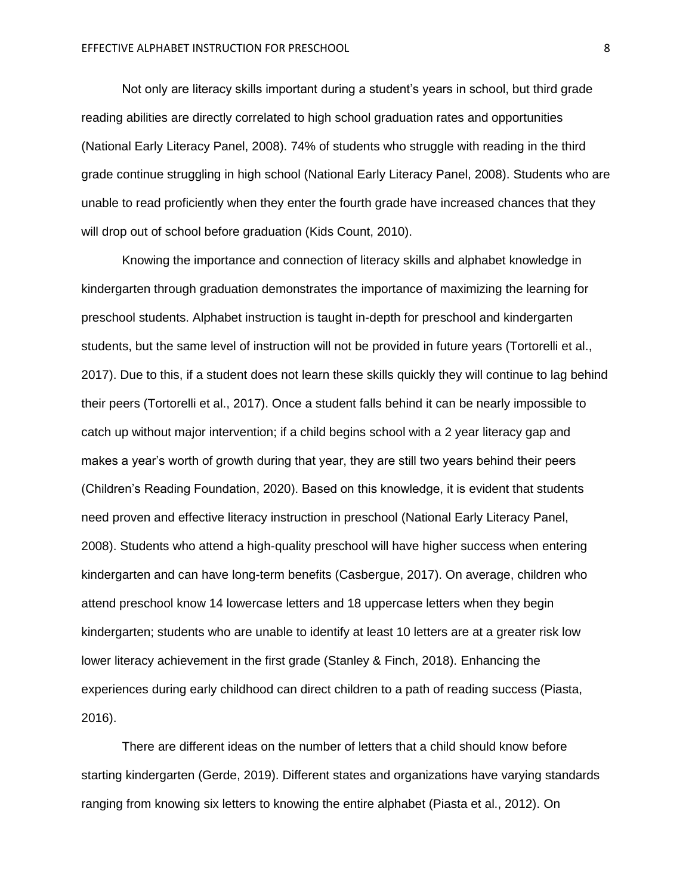Not only are literacy skills important during a student's years in school, but third grade reading abilities are directly correlated to high school graduation rates and opportunities (National Early Literacy Panel, 2008). 74% of students who struggle with reading in the third grade continue struggling in high school (National Early Literacy Panel, 2008). Students who are unable to read proficiently when they enter the fourth grade have increased chances that they will drop out of school before graduation (Kids Count, 2010).

Knowing the importance and connection of literacy skills and alphabet knowledge in kindergarten through graduation demonstrates the importance of maximizing the learning for preschool students. Alphabet instruction is taught in-depth for preschool and kindergarten students, but the same level of instruction will not be provided in future years (Tortorelli et al., 2017). Due to this, if a student does not learn these skills quickly they will continue to lag behind their peers (Tortorelli et al., 2017). Once a student falls behind it can be nearly impossible to catch up without major intervention; if a child begins school with a 2 year literacy gap and makes a year's worth of growth during that year, they are still two years behind their peers (Children's Reading Foundation, 2020). Based on this knowledge, it is evident that students need proven and effective literacy instruction in preschool (National Early Literacy Panel, 2008). Students who attend a high-quality preschool will have higher success when entering kindergarten and can have long-term benefits (Casbergue, 2017). On average, children who attend preschool know 14 lowercase letters and 18 uppercase letters when they begin kindergarten; students who are unable to identify at least 10 letters are at a greater risk low lower literacy achievement in the first grade (Stanley & Finch, 2018). Enhancing the experiences during early childhood can direct children to a path of reading success (Piasta, 2016).

There are different ideas on the number of letters that a child should know before starting kindergarten (Gerde, 2019). Different states and organizations have varying standards ranging from knowing six letters to knowing the entire alphabet (Piasta et al., 2012). On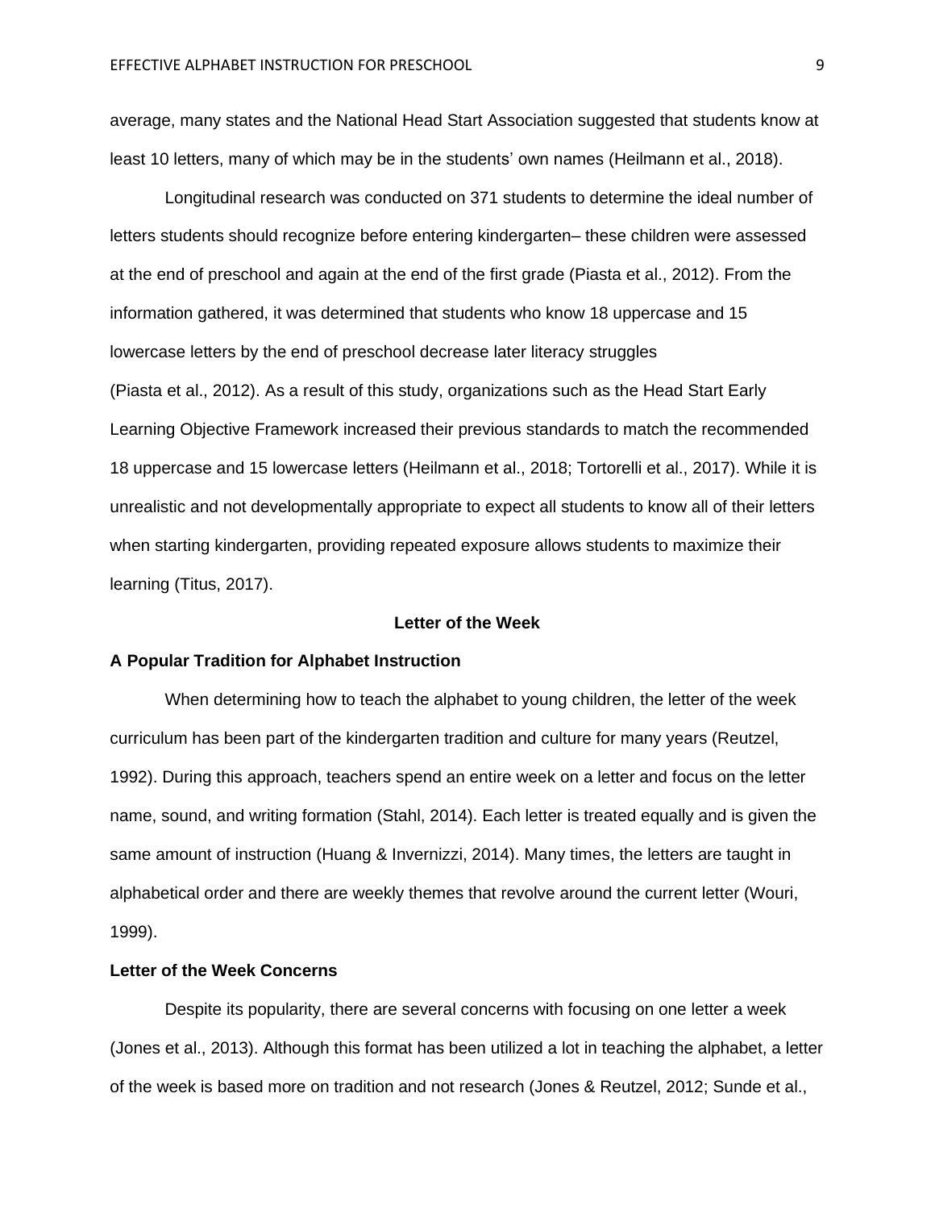average, many states and the National Head Start Association suggested that students know at least 10 letters, many of which may be in the students' own names (Heilmann et al., 2018).

Longitudinal research was conducted on 371 students to determine the ideal number of letters students should recognize before entering kindergarten– these children were assessed at the end of preschool and again at the end of the first grade (Piasta et al., 2012). From the information gathered, it was determined that students who know 18 uppercase and 15 lowercase letters by the end of preschool decrease later literacy struggles (Piasta et al., 2012). As a result of this study, organizations such as the Head Start Early Learning Objective Framework increased their previous standards to match the recommended 18 uppercase and 15 lowercase letters (Heilmann et al., 2018; Tortorelli et al., 2017). While it is unrealistic and not developmentally appropriate to expect all students to know all of their letters when starting kindergarten, providing repeated exposure allows students to maximize their learning (Titus, 2017).

## Letter of the Week

### A Popular Tradition for Alphabet Instruction

When determining how to teach the alphabet to young children, the letter of the week curriculum has been part of the kindergarten tradition and culture for many years (Reutzel, 1992). During this approach, teachers spend an entire week on a letter and focus on the letter name, sound, and writing formation (Stahl, 2014). Each letter is treated equally and is given the same amount of instruction (Huang & Invernizzi, 2014). Many times, the letters are taught in alphabetical order and there are weekly themes that revolve around the current letter (Wouri, 1999).

### Letter of the Week Concerns

Despite its popularity, there are several concerns with focusing on one letter a week (Jones et al., 2013). Although this format has been utilized a lot in teaching the alphabet, a letter of the week is based more on tradition and not research (Jones & Reutzel, 2012; Sunde et al.,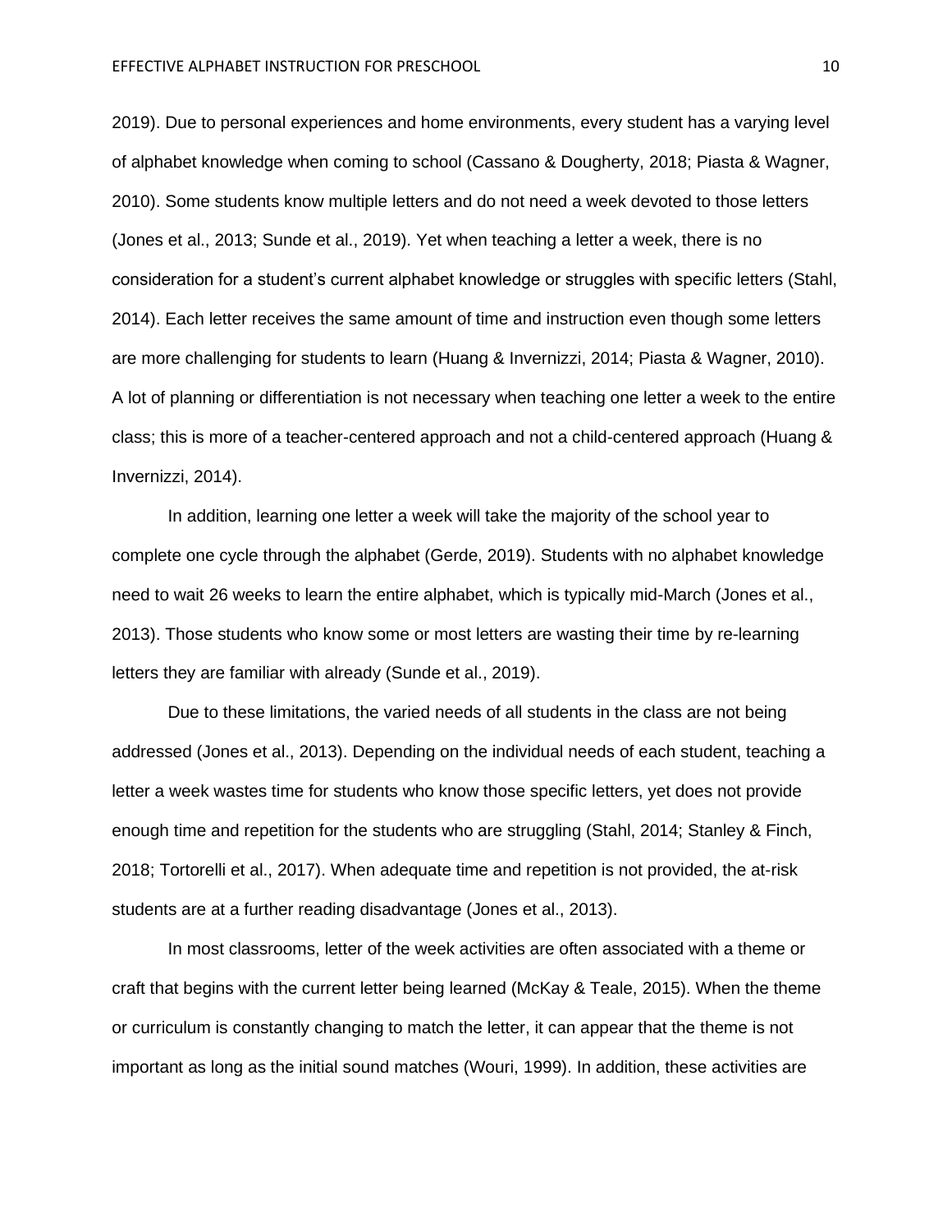2019). Due to personal experiences and home environments, every student has a varying level of alphabet knowledge when coming to school (Cassano & Dougherty, 2018; Piasta & Wagner, 2010). Some students know multiple letters and do not need a week devoted to those letters (Jones et al., 2013; Sunde et al., 2019). Yet when teaching a letter a week, there is no consideration for a student's current alphabet knowledge or struggles with specific letters (Stahl, 2014). Each letter receives the same amount of time and instruction even though some letters are more challenging for students to learn (Huang & Invernizzi, 2014; Piasta & Wagner, 2010). A lot of planning or differentiation is not necessary when teaching one letter a week to the entire class; this is more of a teacher-centered approach and not a child-centered approach (Huang & Invernizzi, 2014).

In addition, learning one letter a week will take the majority of the school year to complete one cycle through the alphabet (Gerde, 2019). Students with no alphabet knowledge need to wait 26 weeks to learn the entire alphabet, which is typically mid-March (Jones et al., 2013). Those students who know some or most letters are wasting their time by re-learning letters they are familiar with already (Sunde et al., 2019).

Due to these limitations, the varied needs of all students in the class are not being addressed (Jones et al., 2013). Depending on the individual needs of each student, teaching a letter a week wastes time for students who know those specific letters, yet does not provide enough time and repetition for the students who are struggling (Stahl, 2014; Stanley & Finch, 2018; Tortorelli et al., 2017). When adequate time and repetition is not provided, the at-risk students are at a further reading disadvantage (Jones et al., 2013).

In most classrooms, letter of the week activities are often associated with a theme or craft that begins with the current letter being learned (McKay & Teale, 2015). When the theme or curriculum is constantly changing to match the letter, it can appear that the theme is not important as long as the initial sound matches (Wouri, 1999). In addition, these activities are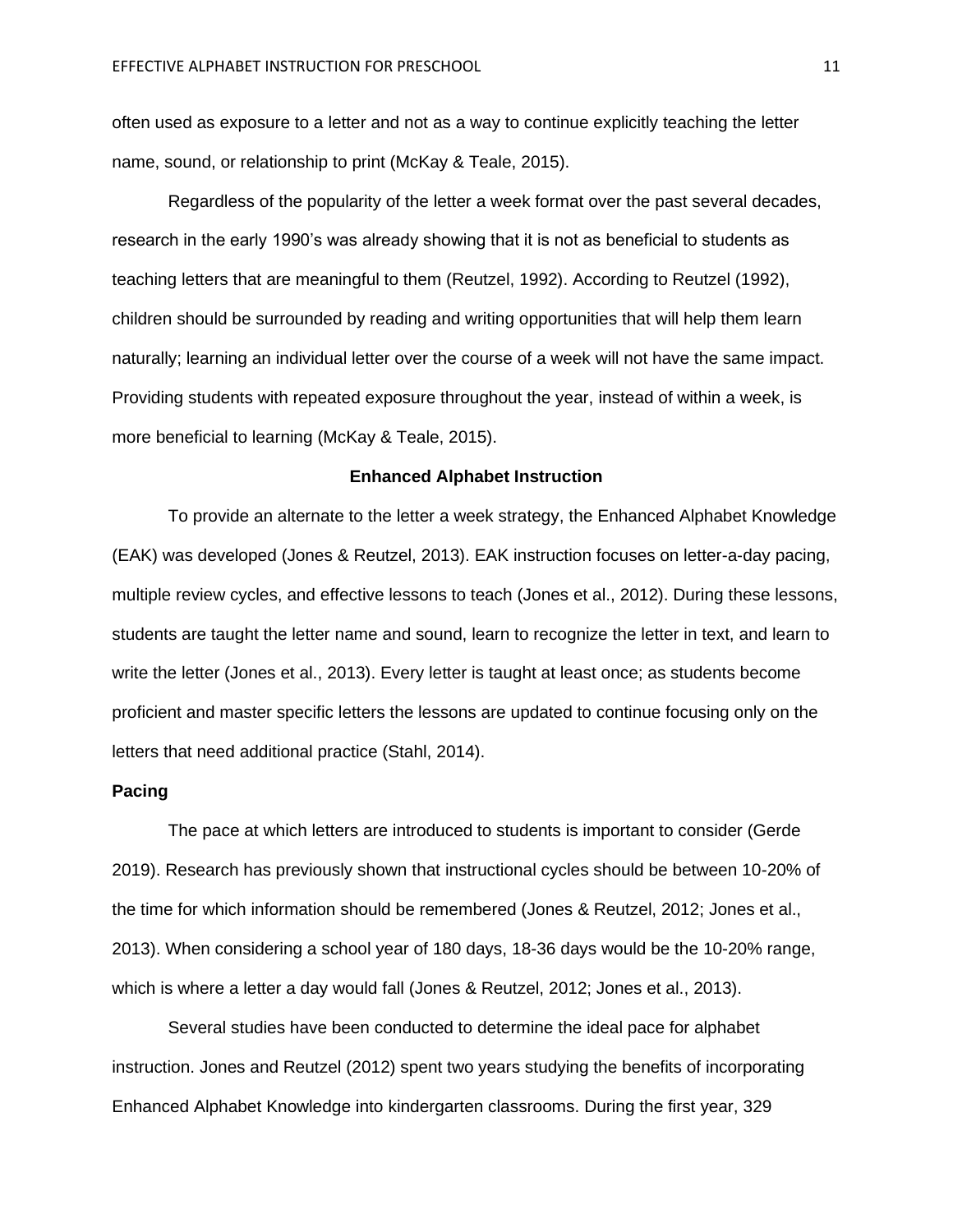often used as exposure to a letter and not as a way to continue explicitly teaching the letter name, sound, or relationship to print (McKay & Teale, 2015).

Regardless of the popularity of the letter a week format over the past several decades, research in the early 1990's was already showing that it is not as beneficial to students as teaching letters that are meaningful to them (Reutzel, 1992). According to Reutzel (1992), children should be surrounded by reading and writing opportunities that will help them learn naturally; learning an individual letter over the course of a week will not have the same impact. Providing students with repeated exposure throughout the year, instead of within a week, is more beneficial to learning (McKay & Teale, 2015).

## Enhanced Alphabet Instruction

To provide an alternate to the letter a week strategy, the Enhanced Alphabet Knowledge (EAK) was developed (Jones & Reutzel, 2013). EAK instruction focuses on letter-a-day pacing, multiple review cycles, and effective lessons to teach (Jones et al., 2012). During these lessons, students are taught the letter name and sound, learn to recognize the letter in text, and learn to write the letter (Jones et al., 2013). Every letter is taught at least once; as students become proficient and master specific letters the lessons are updated to continue focusing only on the letters that need additional practice (Stahl, 2014).

### Pacing

The pace at which letters are introduced to students is important to consider (Gerde 2019). Research has previously shown that instructional cycles should be between 10-20% of the time for which information should be remembered (Jones & Reutzel, 2012; Jones et al., 2013). When considering a school year of 180 days, 18-36 days would be the 10-20% range, which is where a letter a day would fall (Jones & Reutzel, 2012; Jones et al., 2013).

Several studies have been conducted to determine the ideal pace for alphabet instruction. Jones and Reutzel (2012) spent two years studying the benefits of incorporating Enhanced Alphabet Knowledge into kindergarten classrooms. During the first year, 329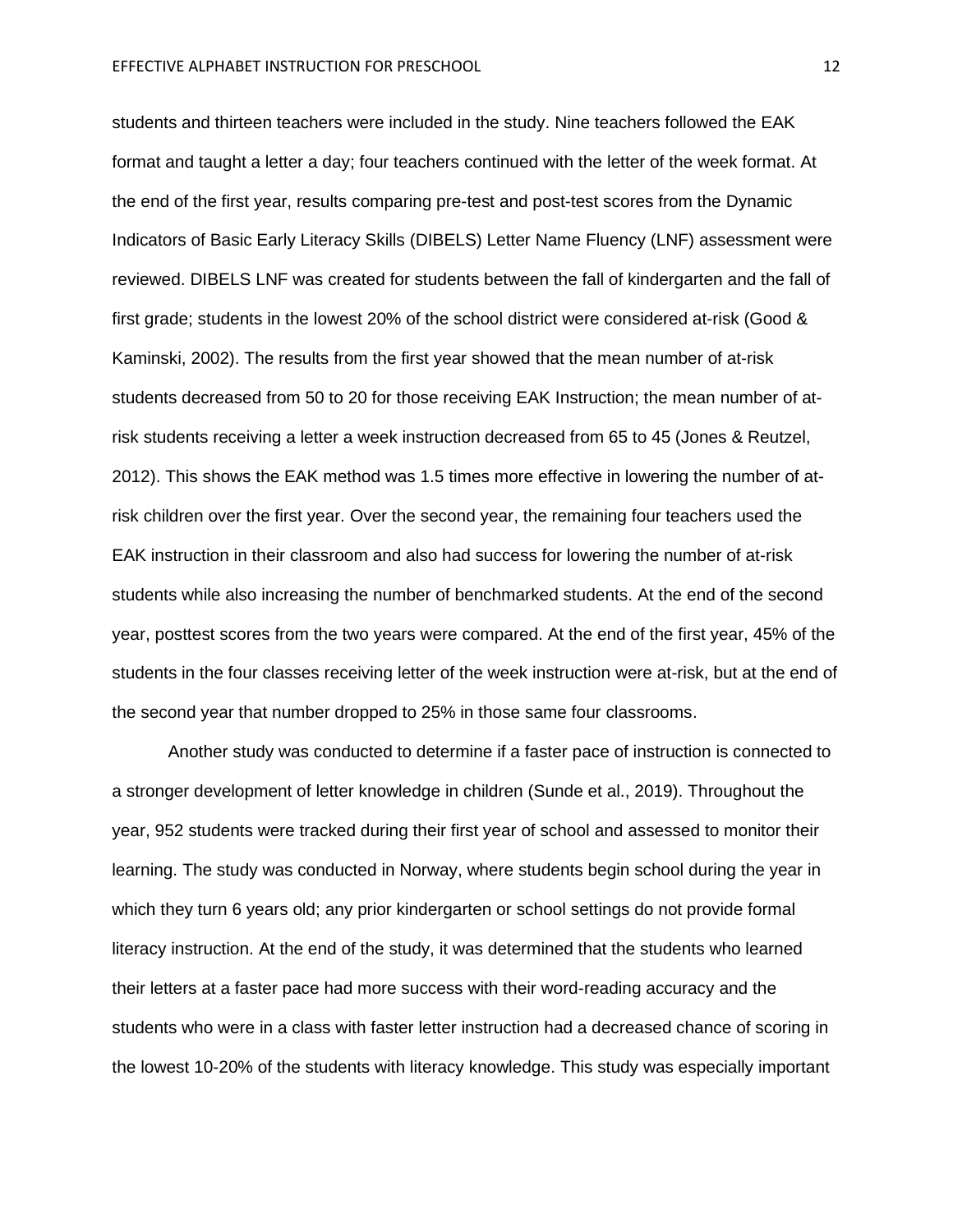students and thirteen teachers were included in the study. Nine teachers followed the EAK format and taught a letter a day; four teachers continued with the letter of the week format. At the end of the first year, results comparing pre-test and post-test scores from the Dynamic Indicators of Basic Early Literacy Skills (DIBELS) Letter Name Fluency (LNF) assessment were reviewed. DIBELS LNF was created for students between the fall of kindergarten and the fall of first grade; students in the lowest 20% of the school district were considered at-risk (Good & Kaminski, 2002). The results from the first year showed that the mean number of at-risk students decreased from 50 to 20 for those receiving EAK Instruction; the mean number of at-risk students receiving a letter a week instruction decreased from 65 to 45 (Jones & Reutzel, 2012). This shows the EAK method was 1.5 times more effective in lowering the number of at-risk children over the first year. Over the second year, the remaining four teachers used the EAK instruction in their classroom and also had success for lowering the number of at-risk students while also increasing the number of benchmarked students. At the end of the second year, posttest scores from the two years were compared. At the end of the first year, 45% of the students in the four classes receiving letter of the week instruction were at-risk, but at the end of the second year that number dropped to 25% in those same four classrooms.

Another study was conducted to determine if a faster pace of instruction is connected to a stronger development of letter knowledge in children (Sunde et al., 2019). Throughout the year, 952 students were tracked during their first year of school and assessed to monitor their learning. The study was conducted in Norway, where students begin school during the year in which they turn 6 years old; any prior kindergarten or school settings do not provide formal literacy instruction. At the end of the study, it was determined that the students who learned their letters at a faster pace had more success with their word-reading accuracy and the students who were in a class with faster letter instruction had a decreased chance of scoring in the lowest 10-20% of the students with literacy knowledge. This study was especially important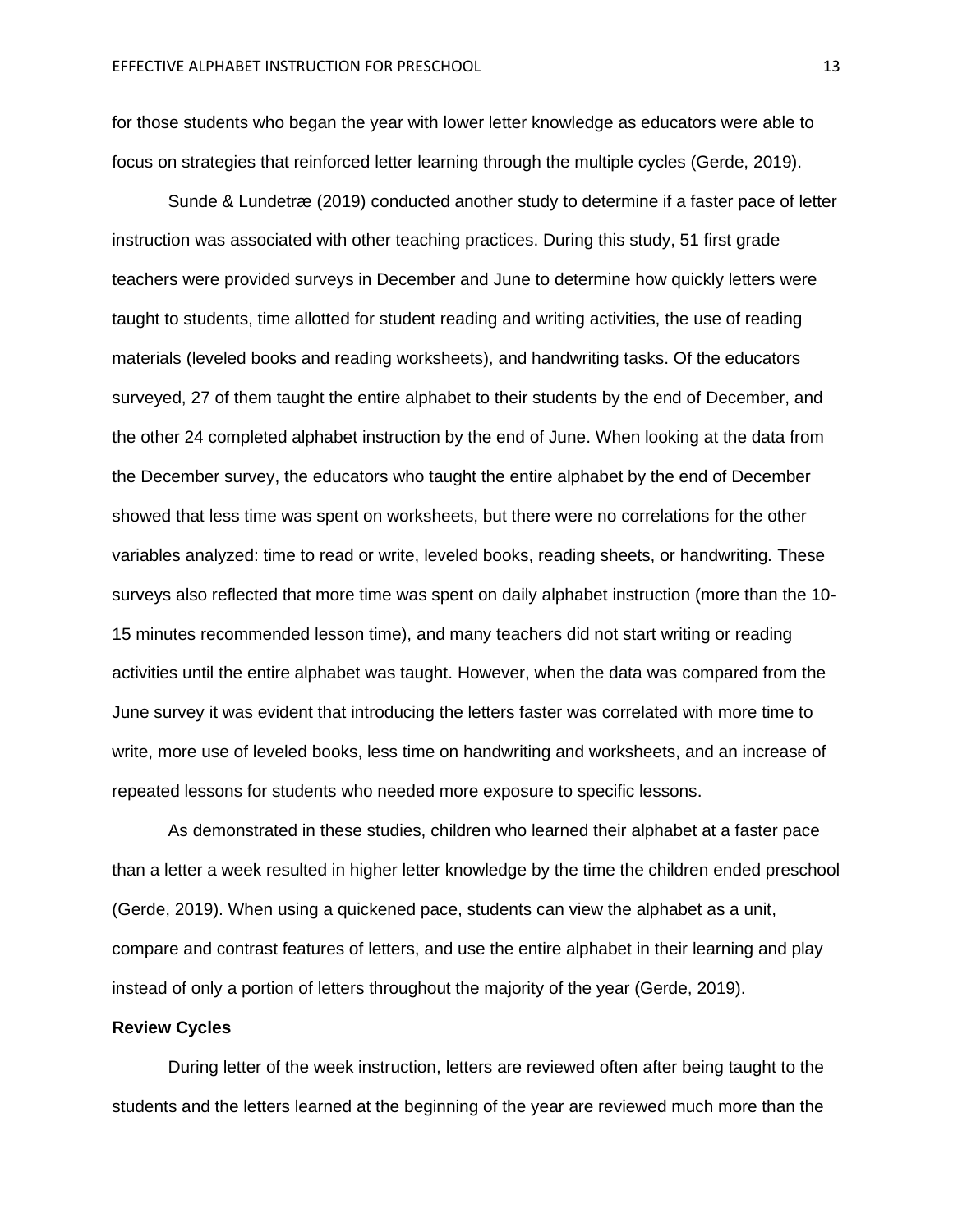for those students who began the year with lower letter knowledge as educators were able to focus on strategies that reinforced letter learning through the multiple cycles (Gerde, 2019).

Sunde & Lundetræ (2019) conducted another study to determine if a faster pace of letter instruction was associated with other teaching practices. During this study, 51 first grade teachers were provided surveys in December and June to determine how quickly letters were taught to students, time allotted for student reading and writing activities, the use of reading materials (leveled books and reading worksheets), and handwriting tasks. Of the educators surveyed, 27 of them taught the entire alphabet to their students by the end of December, and the other 24 completed alphabet instruction by the end of June. When looking at the data from the December survey, the educators who taught the entire alphabet by the end of December showed that less time was spent on worksheets, but there were no correlations for the other variables analyzed: time to read or write, leveled books, reading sheets, or handwriting. These surveys also reflected that more time was spent on daily alphabet instruction (more than the 10-15 minutes recommended lesson time), and many teachers did not start writing or reading activities until the entire alphabet was taught. However, when the data was compared from the June survey it was evident that introducing the letters faster was correlated with more time to write, more use of leveled books, less time on handwriting and worksheets, and an increase of repeated lessons for students who needed more exposure to specific lessons.

As demonstrated in these studies, children who learned their alphabet at a faster pace than a letter a week resulted in higher letter knowledge by the time the children ended preschool (Gerde, 2019). When using a quickened pace, students can view the alphabet as a unit, compare and contrast features of letters, and use the entire alphabet in their learning and play instead of only a portion of letters throughout the majority of the year (Gerde, 2019).

**Review Cycles**

During letter of the week instruction, letters are reviewed often after being taught to the students and the letters learned at the beginning of the year are reviewed much more than the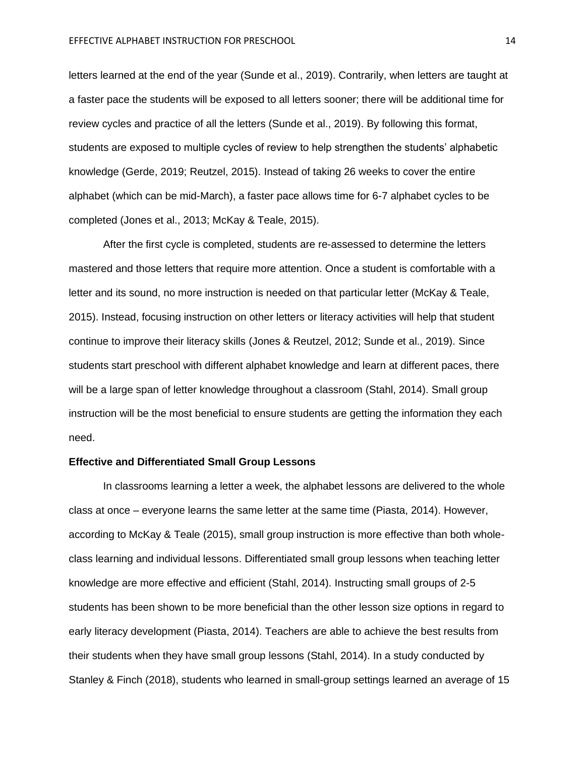letters learned at the end of the year (Sunde et al., 2019). Contrarily, when letters are taught at a faster pace the students will be exposed to all letters sooner; there will be additional time for review cycles and practice of all the letters (Sunde et al., 2019). By following this format, students are exposed to multiple cycles of review to help strengthen the students' alphabetic knowledge (Gerde, 2019; Reutzel, 2015). Instead of taking 26 weeks to cover the entire alphabet (which can be mid-March), a faster pace allows time for 6-7 alphabet cycles to be completed (Jones et al., 2013; McKay & Teale, 2015).

After the first cycle is completed, students are re-assessed to determine the letters mastered and those letters that require more attention. Once a student is comfortable with a letter and its sound, no more instruction is needed on that particular letter (McKay & Teale, 2015). Instead, focusing instruction on other letters or literacy activities will help that student continue to improve their literacy skills (Jones & Reutzel, 2012; Sunde et al., 2019). Since students start preschool with different alphabet knowledge and learn at different paces, there will be a large span of letter knowledge throughout a classroom (Stahl, 2014). Small group instruction will be the most beneficial to ensure students are getting the information they each need.

**Effective and Differentiated Small Group Lessons**

In classrooms learning a letter a week, the alphabet lessons are delivered to the whole class at once – everyone learns the same letter at the same time (Piasta, 2014). However, according to McKay & Teale (2015), small group instruction is more effective than both whole-class learning and individual lessons. Differentiated small group lessons when teaching letter knowledge are more effective and efficient (Stahl, 2014). Instructing small groups of 2-5 students has been shown to be more beneficial than the other lesson size options in regard to early literacy development (Piasta, 2014). Teachers are able to achieve the best results from their students when they have small group lessons (Stahl, 2014). In a study conducted by Stanley & Finch (2018), students who learned in small-group settings learned an average of 15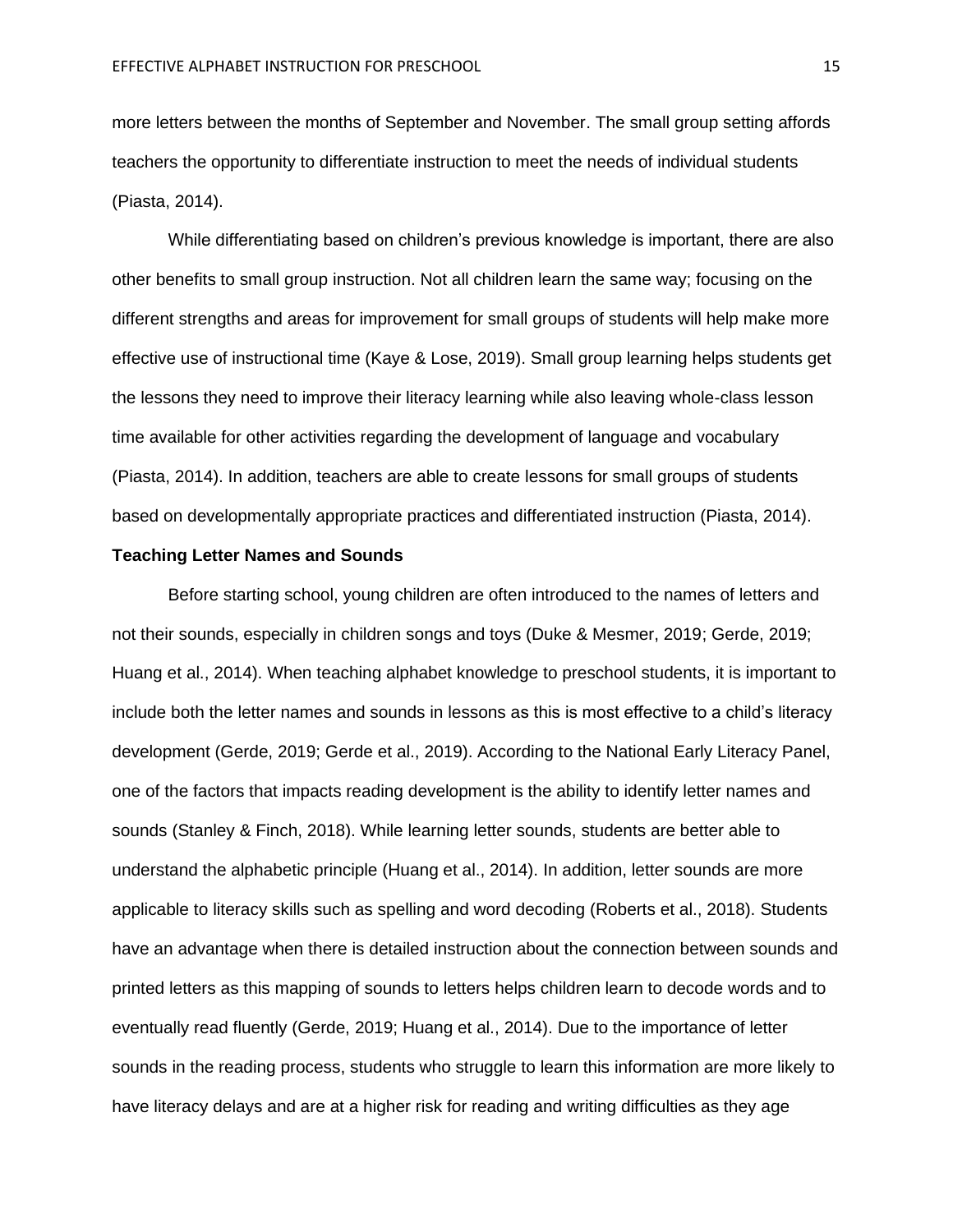more letters between the months of September and November. The small group setting affords teachers the opportunity to differentiate instruction to meet the needs of individual students (Piasta, 2014).

While differentiating based on children's previous knowledge is important, there are also other benefits to small group instruction. Not all children learn the same way; focusing on the different strengths and areas for improvement for small groups of students will help make more effective use of instructional time (Kaye & Lose, 2019). Small group learning helps students get the lessons they need to improve their literacy learning while also leaving whole-class lesson time available for other activities regarding the development of language and vocabulary (Piasta, 2014). In addition, teachers are able to create lessons for small groups of students based on developmentally appropriate practices and differentiated instruction (Piasta, 2014).

**Teaching Letter Names and Sounds**

Before starting school, young children are often introduced to the names of letters and not their sounds, especially in children songs and toys (Duke & Mesmer, 2019; Gerde, 2019; Huang et al., 2014). When teaching alphabet knowledge to preschool students, it is important to include both the letter names and sounds in lessons as this is most effective to a child's literacy development (Gerde, 2019; Gerde et al., 2019). According to the National Early Literacy Panel, one of the factors that impacts reading development is the ability to identify letter names and sounds (Stanley & Finch, 2018). While learning letter sounds, students are better able to understand the alphabetic principle (Huang et al., 2014). In addition, letter sounds are more applicable to literacy skills such as spelling and word decoding (Roberts et al., 2018). Students have an advantage when there is detailed instruction about the connection between sounds and printed letters as this mapping of sounds to letters helps children learn to decode words and to eventually read fluently (Gerde, 2019; Huang et al., 2014). Due to the importance of letter sounds in the reading process, students who struggle to learn this information are more likely to have literacy delays and are at a higher risk for reading and writing difficulties as they age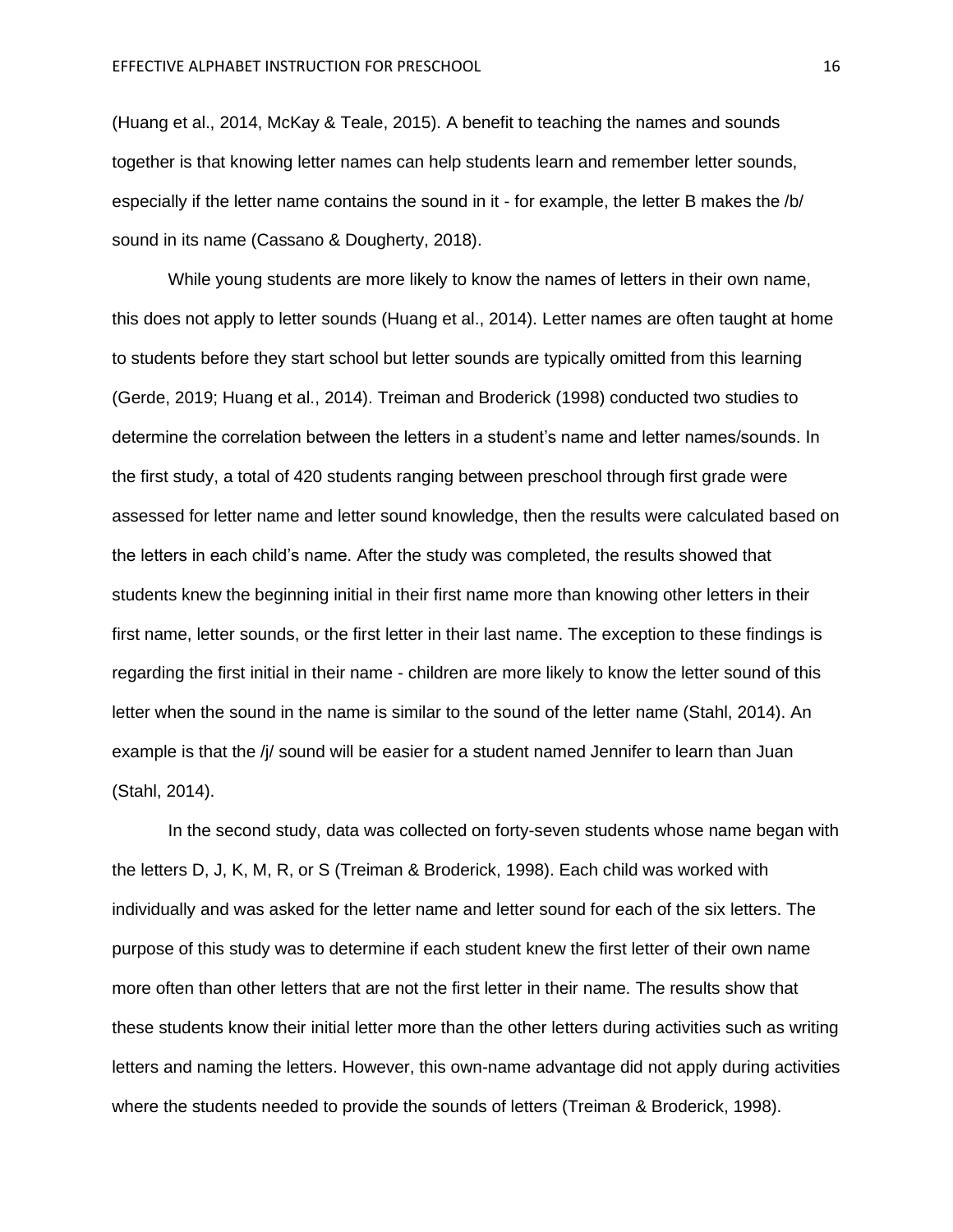(Huang et al., 2014, McKay & Teale, 2015). A benefit to teaching the names and sounds together is that knowing letter names can help students learn and remember letter sounds, especially if the letter name contains the sound in it - for example, the letter B makes the /b/ sound in its name (Cassano & Dougherty, 2018).

While young students are more likely to know the names of letters in their own name, this does not apply to letter sounds (Huang et al., 2014). Letter names are often taught at home to students before they start school but letter sounds are typically omitted from this learning (Gerde, 2019; Huang et al., 2014). Treiman and Broderick (1998) conducted two studies to determine the correlation between the letters in a student's name and letter names/sounds. In the first study, a total of 420 students ranging between preschool through first grade were assessed for letter name and letter sound knowledge, then the results were calculated based on the letters in each child's name. After the study was completed, the results showed that students knew the beginning initial in their first name more than knowing other letters in their first name, letter sounds, or the first letter in their last name. The exception to these findings is regarding the first initial in their name - children are more likely to know the letter sound of this letter when the sound in the name is similar to the sound of the letter name (Stahl, 2014). An example is that the /j/ sound will be easier for a student named Jennifer to learn than Juan (Stahl, 2014).

In the second study, data was collected on forty-seven students whose name began with the letters D, J, K, M, R, or S (Treiman & Broderick, 1998). Each child was worked with individually and was asked for the letter name and letter sound for each of the six letters. The purpose of this study was to determine if each student knew the first letter of their own name more often than other letters that are not the first letter in their name. The results show that these students know their initial letter more than the other letters during activities such as writing letters and naming the letters. However, this own-name advantage did not apply during activities where the students needed to provide the sounds of letters (Treiman & Broderick, 1998).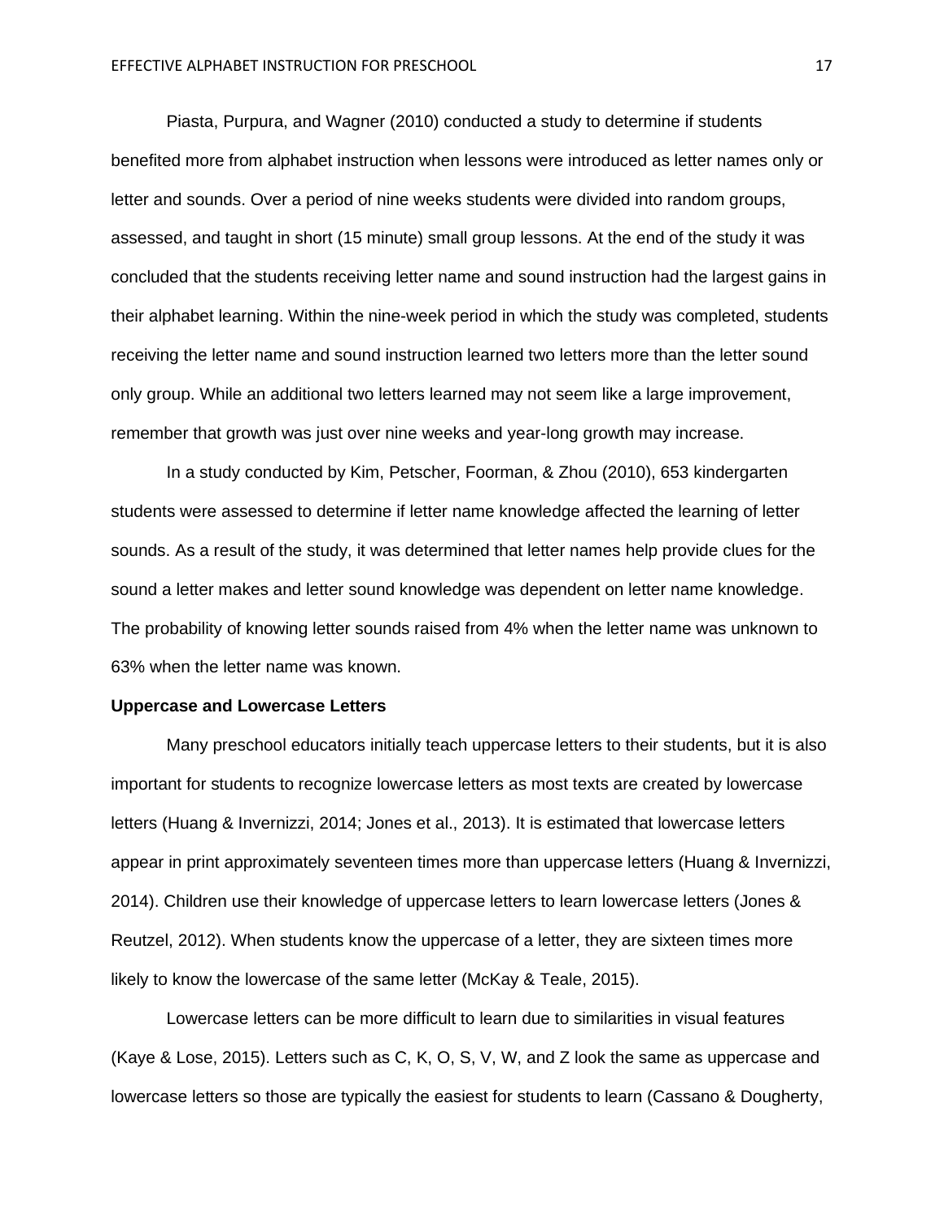Piasta, Purpura, and Wagner (2010) conducted a study to determine if students benefited more from alphabet instruction when lessons were introduced as letter names only or letter and sounds. Over a period of nine weeks students were divided into random groups, assessed, and taught in short (15 minute) small group lessons. At the end of the study it was concluded that the students receiving letter name and sound instruction had the largest gains in their alphabet learning. Within the nine-week period in which the study was completed, students receiving the letter name and sound instruction learned two letters more than the letter sound only group. While an additional two letters learned may not seem like a large improvement, remember that growth was just over nine weeks and year-long growth may increase.

In a study conducted by Kim, Petscher, Foorman, & Zhou (2010), 653 kindergarten students were assessed to determine if letter name knowledge affected the learning of letter sounds. As a result of the study, it was determined that letter names help provide clues for the sound a letter makes and letter sound knowledge was dependent on letter name knowledge. The probability of knowing letter sounds raised from 4% when the letter name was unknown to 63% when the letter name was known.

**Uppercase and Lowercase Letters**

Many preschool educators initially teach uppercase letters to their students, but it is also important for students to recognize lowercase letters as most texts are created by lowercase letters (Huang & Invernizzi, 2014; Jones et al., 2013). It is estimated that lowercase letters appear in print approximately seventeen times more than uppercase letters (Huang & Invernizzi, 2014). Children use their knowledge of uppercase letters to learn lowercase letters (Jones & Reutzel, 2012). When students know the uppercase of a letter, they are sixteen times more likely to know the lowercase of the same letter (McKay & Teale, 2015).

Lowercase letters can be more difficult to learn due to similarities in visual features (Kaye & Lose, 2015). Letters such as C, K, O, S, V, W, and Z look the same as uppercase and lowercase letters so those are typically the easiest for students to learn (Cassano & Dougherty,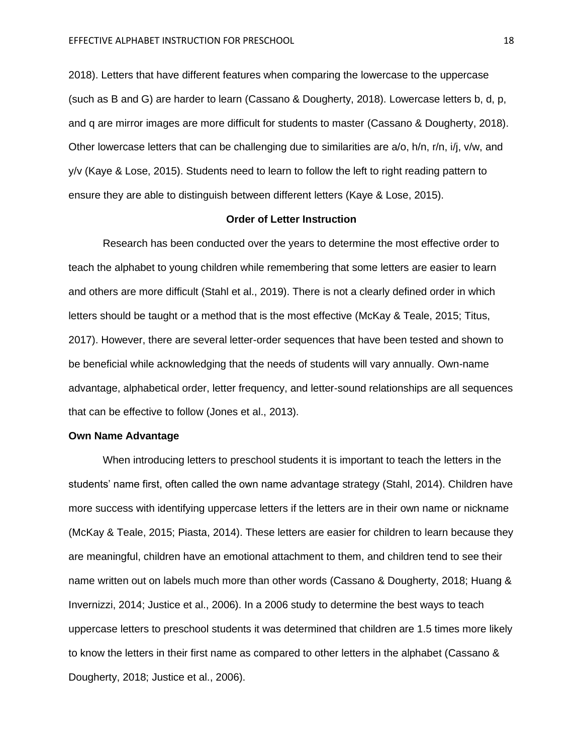2018). Letters that have different features when comparing the lowercase to the uppercase (such as B and G) are harder to learn (Cassano & Dougherty, 2018). Lowercase letters b, d, p, and q are mirror images are more difficult for students to master (Cassano & Dougherty, 2018). Other lowercase letters that can be challenging due to similarities are a/o, h/n, r/n, i/j, v/w, and y/v (Kaye & Lose, 2015). Students need to learn to follow the left to right reading pattern to ensure they are able to distinguish between different letters (Kaye & Lose, 2015).

## Order of Letter Instruction

Research has been conducted over the years to determine the most effective order to teach the alphabet to young children while remembering that some letters are easier to learn and others are more difficult (Stahl et al., 2019). There is not a clearly defined order in which letters should be taught or a method that is the most effective (McKay & Teale, 2015; Titus, 2017). However, there are several letter-order sequences that have been tested and shown to be beneficial while acknowledging that the needs of students will vary annually. Own-name advantage, alphabetical order, letter frequency, and letter-sound relationships are all sequences that can be effective to follow (Jones et al., 2013).

### Own Name Advantage

When introducing letters to preschool students it is important to teach the letters in the students' name first, often called the own name advantage strategy (Stahl, 2014). Children have more success with identifying uppercase letters if the letters are in their own name or nickname (McKay & Teale, 2015; Piasta, 2014). These letters are easier for children to learn because they are meaningful, children have an emotional attachment to them, and children tend to see their name written out on labels much more than other words (Cassano & Dougherty, 2018; Huang & Invernizzi, 2014; Justice et al., 2006). In a 2006 study to determine the best ways to teach uppercase letters to preschool students it was determined that children are 1.5 times more likely to know the letters in their first name as compared to other letters in the alphabet (Cassano & Dougherty, 2018; Justice et al., 2006).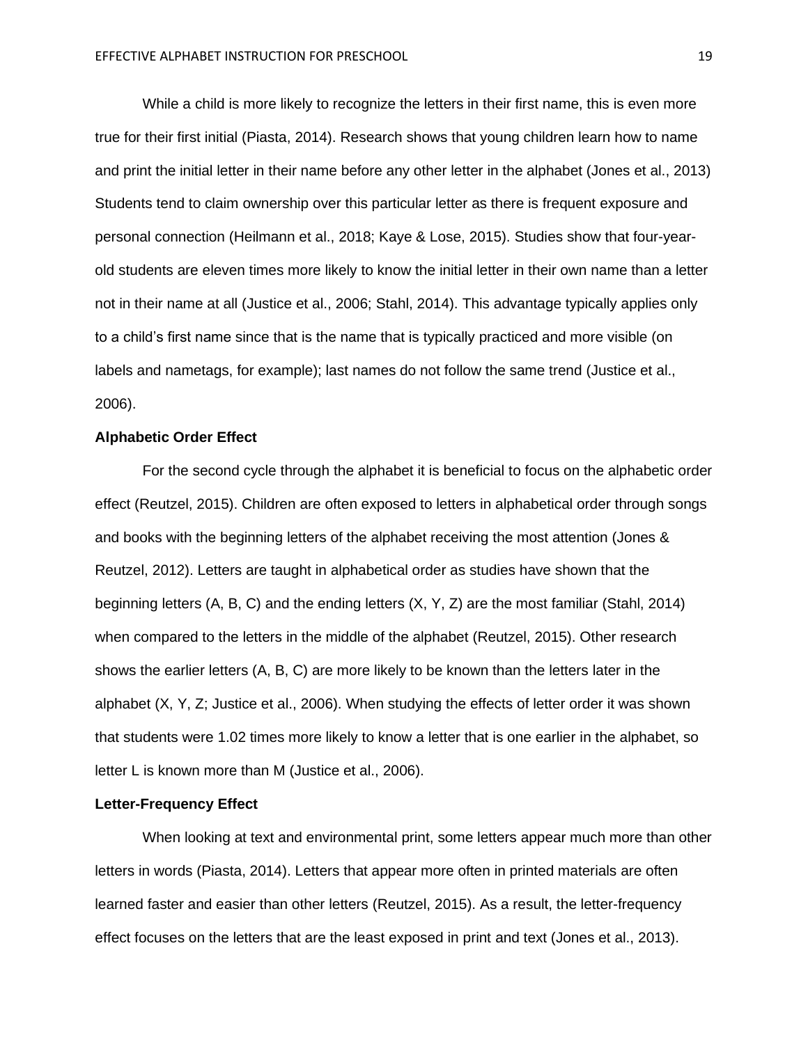While a child is more likely to recognize the letters in their first name, this is even more true for their first initial (Piasta, 2014). Research shows that young children learn how to name and print the initial letter in their name before any other letter in the alphabet (Jones et al., 2013) Students tend to claim ownership over this particular letter as there is frequent exposure and personal connection (Heilmann et al., 2018; Kaye & Lose, 2015). Studies show that four-year-old students are eleven times more likely to know the initial letter in their own name than a letter not in their name at all (Justice et al., 2006; Stahl, 2014). This advantage typically applies only to a child's first name since that is the name that is typically practiced and more visible (on labels and nametags, for example); last names do not follow the same trend (Justice et al., 2006).

**Alphabetic Order Effect**

For the second cycle through the alphabet it is beneficial to focus on the alphabetic order effect (Reutzel, 2015). Children are often exposed to letters in alphabetical order through songs and books with the beginning letters of the alphabet receiving the most attention (Jones & Reutzel, 2012). Letters are taught in alphabetical order as studies have shown that the beginning letters (A, B, C) and the ending letters (X, Y, Z) are the most familiar (Stahl, 2014) when compared to the letters in the middle of the alphabet (Reutzel, 2015). Other research shows the earlier letters (A, B, C) are more likely to be known than the letters later in the alphabet (X, Y, Z; Justice et al., 2006). When studying the effects of letter order it was shown that students were 1.02 times more likely to know a letter that is one earlier in the alphabet, so letter L is known more than M (Justice et al., 2006).

**Letter-Frequency Effect**

When looking at text and environmental print, some letters appear much more than other letters in words (Piasta, 2014). Letters that appear more often in printed materials are often learned faster and easier than other letters (Reutzel, 2015). As a result, the letter-frequency effect focuses on the letters that are the least exposed in print and text (Jones et al., 2013).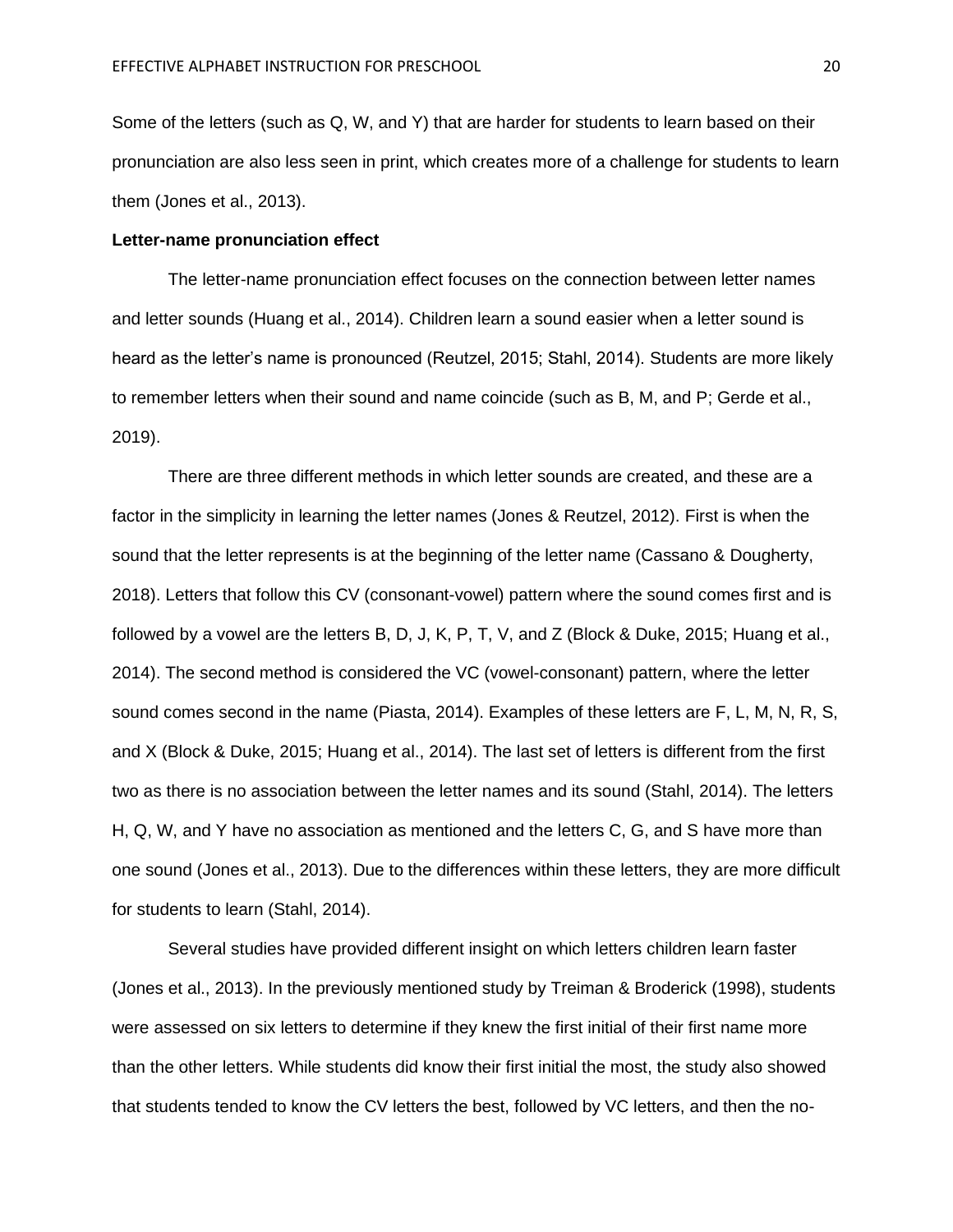Some of the letters (such as Q, W, and Y) that are harder for students to learn based on their pronunciation are also less seen in print, which creates more of a challenge for students to learn them (Jones et al., 2013).

**Letter-name pronunciation effect**

The letter-name pronunciation effect focuses on the connection between letter names and letter sounds (Huang et al., 2014). Children learn a sound easier when a letter sound is heard as the letter's name is pronounced (Reutzel, 2015; Stahl, 2014). Students are more likely to remember letters when their sound and name coincide (such as B, M, and P; Gerde et al., 2019).

There are three different methods in which letter sounds are created, and these are a factor in the simplicity in learning the letter names (Jones & Reutzel, 2012). First is when the sound that the letter represents is at the beginning of the letter name (Cassano & Dougherty, 2018). Letters that follow this CV (consonant-vowel) pattern where the sound comes first and is followed by a vowel are the letters B, D, J, K, P, T, V, and Z (Block & Duke, 2015; Huang et al., 2014). The second method is considered the VC (vowel-consonant) pattern, where the letter sound comes second in the name (Piasta, 2014). Examples of these letters are F, L, M, N, R, S, and X (Block & Duke, 2015; Huang et al., 2014). The last set of letters is different from the first two as there is no association between the letter names and its sound (Stahl, 2014). The letters H, Q, W, and Y have no association as mentioned and the letters C, G, and S have more than one sound (Jones et al., 2013). Due to the differences within these letters, they are more difficult for students to learn (Stahl, 2014).

Several studies have provided different insight on which letters children learn faster (Jones et al., 2013). In the previously mentioned study by Treiman & Broderick (1998), students were assessed on six letters to determine if they knew the first initial of their first name more than the other letters. While students did know their first initial the most, the study also showed that students tended to know the CV letters the best, followed by VC letters, and then the no-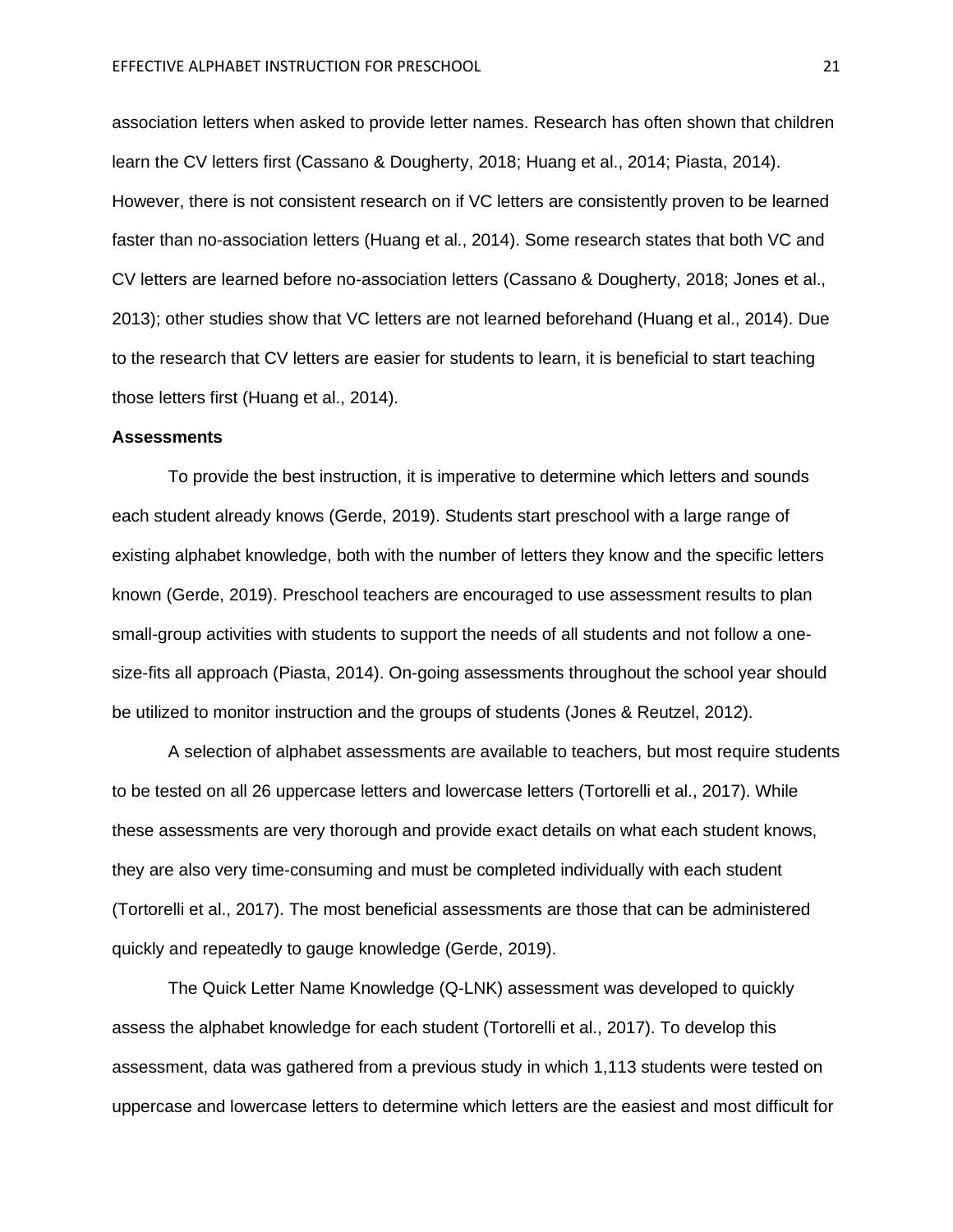association letters when asked to provide letter names. Research has often shown that children learn the CV letters first (Cassano & Dougherty, 2018; Huang et al., 2014; Piasta, 2014). However, there is not consistent research on if VC letters are consistently proven to be learned faster than no-association letters (Huang et al., 2014). Some research states that both VC and CV letters are learned before no-association letters (Cassano & Dougherty, 2018; Jones et al., 2013); other studies show that VC letters are not learned beforehand (Huang et al., 2014). Due to the research that CV letters are easier for students to learn, it is beneficial to start teaching those letters first (Huang et al., 2014).

**Assessments**

To provide the best instruction, it is imperative to determine which letters and sounds each student already knows (Gerde, 2019). Students start preschool with a large range of existing alphabet knowledge, both with the number of letters they know and the specific letters known (Gerde, 2019). Preschool teachers are encouraged to use assessment results to plan small-group activities with students to support the needs of all students and not follow a one-size-fits all approach (Piasta, 2014). On-going assessments throughout the school year should be utilized to monitor instruction and the groups of students (Jones & Reutzel, 2012).

A selection of alphabet assessments are available to teachers, but most require students to be tested on all 26 uppercase letters and lowercase letters (Tortorelli et al., 2017). While these assessments are very thorough and provide exact details on what each student knows, they are also very time-consuming and must be completed individually with each student (Tortorelli et al., 2017). The most beneficial assessments are those that can be administered quickly and repeatedly to gauge knowledge (Gerde, 2019).

The Quick Letter Name Knowledge (Q-LNK) assessment was developed to quickly assess the alphabet knowledge for each student (Tortorelli et al., 2017). To develop this assessment, data was gathered from a previous study in which 1,113 students were tested on uppercase and lowercase letters to determine which letters are the easiest and most difficult for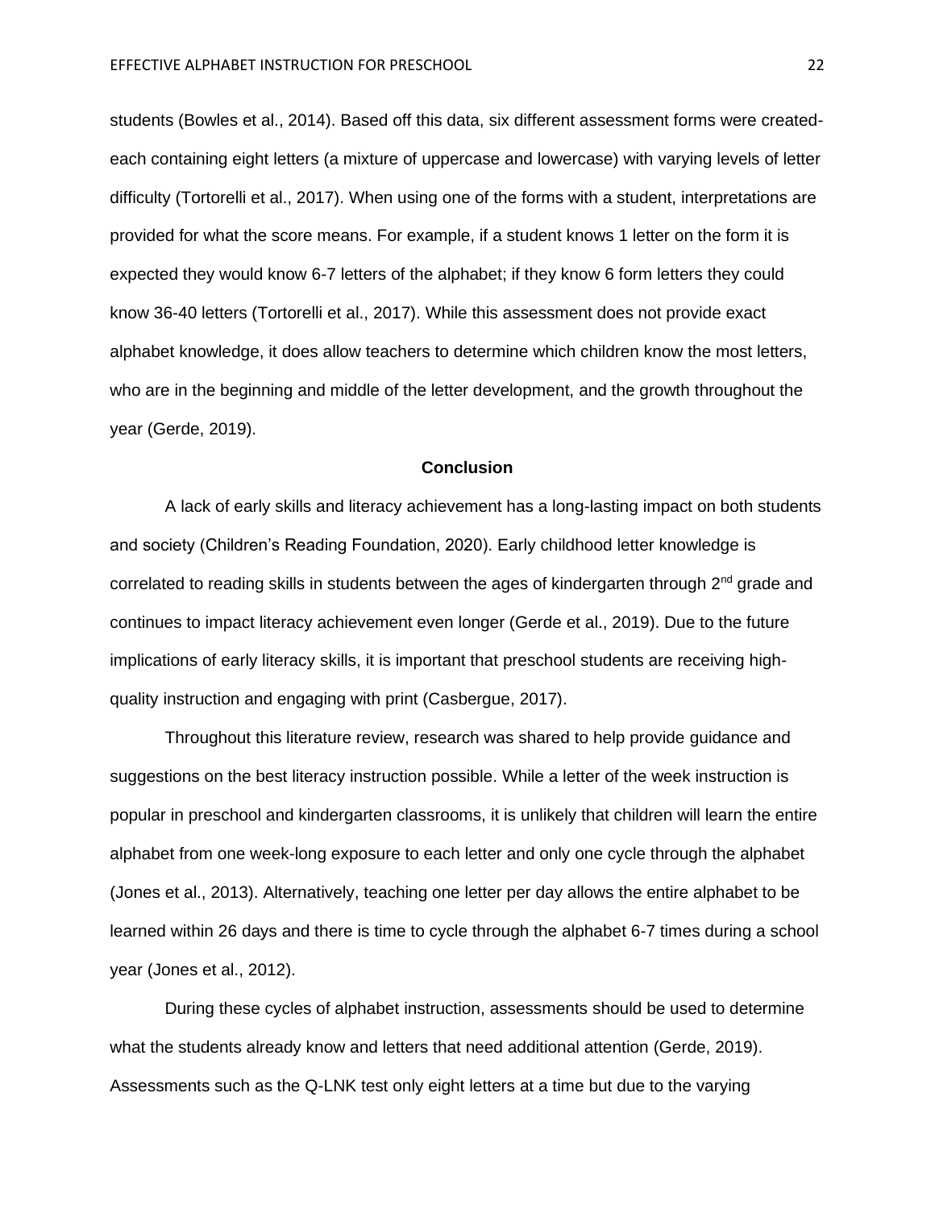students (Bowles et al., 2014). Based off this data, six different assessment forms were created- each containing eight letters (a mixture of uppercase and lowercase) with varying levels of letter difficulty (Tortorelli et al., 2017). When using one of the forms with a student, interpretations are provided for what the score means. For example, if a student knows 1 letter on the form it is expected they would know 6-7 letters of the alphabet; if they know 6 form letters they could know 36-40 letters (Tortorelli et al., 2017). While this assessment does not provide exact alphabet knowledge, it does allow teachers to determine which children know the most letters, who are in the beginning and middle of the letter development, and the growth throughout the year (Gerde, 2019).

## Conclusion

A lack of early skills and literacy achievement has a long-lasting impact on both students and society (Children's Reading Foundation, 2020). Early childhood letter knowledge is correlated to reading skills in students between the ages of kindergarten through 2nd grade and continues to impact literacy achievement even longer (Gerde et al., 2019). Due to the future implications of early literacy skills, it is important that preschool students are receiving high-quality instruction and engaging with print (Casbergue, 2017).

Throughout this literature review, research was shared to help provide guidance and suggestions on the best literacy instruction possible. While a letter of the week instruction is popular in preschool and kindergarten classrooms, it is unlikely that children will learn the entire alphabet from one week-long exposure to each letter and only one cycle through the alphabet (Jones et al., 2013). Alternatively, teaching one letter per day allows the entire alphabet to be learned within 26 days and there is time to cycle through the alphabet 6-7 times during a school year (Jones et al., 2012).

During these cycles of alphabet instruction, assessments should be used to determine what the students already know and letters that need additional attention (Gerde, 2019). Assessments such as the Q-LNK test only eight letters at a time but due to the varying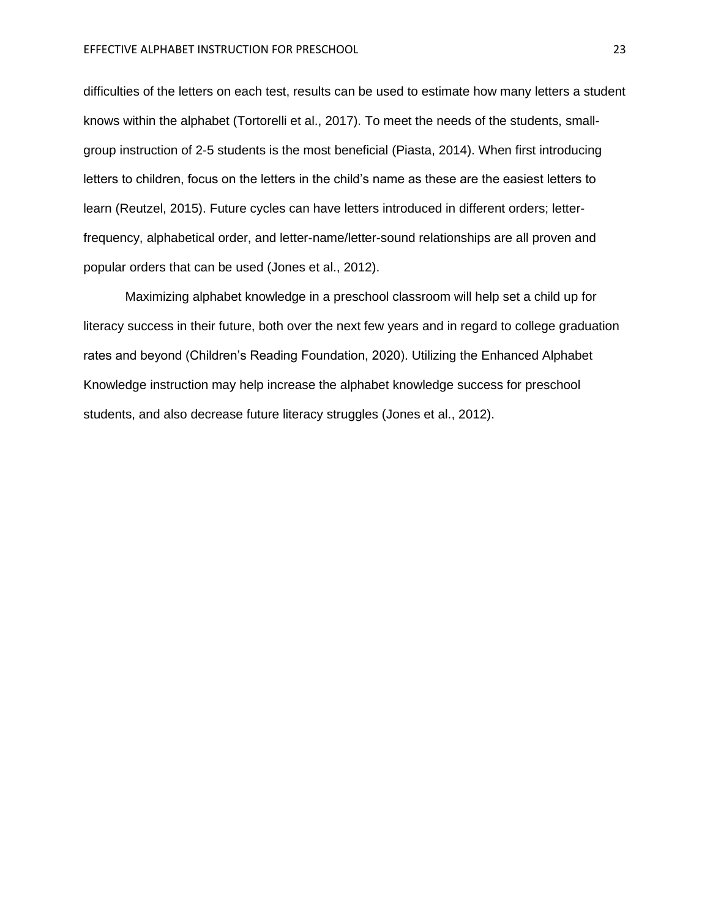difficulties of the letters on each test, results can be used to estimate how many letters a student knows within the alphabet (Tortorelli et al., 2017). To meet the needs of the students, small-group instruction of 2-5 students is the most beneficial (Piasta, 2014). When first introducing letters to children, focus on the letters in the child's name as these are the easiest letters to learn (Reutzel, 2015). Future cycles can have letters introduced in different orders; letter-frequency, alphabetical order, and letter-name/letter-sound relationships are all proven and popular orders that can be used (Jones et al., 2012).

Maximizing alphabet knowledge in a preschool classroom will help set a child up for literacy success in their future, both over the next few years and in regard to college graduation rates and beyond (Children's Reading Foundation, 2020). Utilizing the Enhanced Alphabet Knowledge instruction may help increase the alphabet knowledge success for preschool students, and also decrease future literacy struggles (Jones et al., 2012).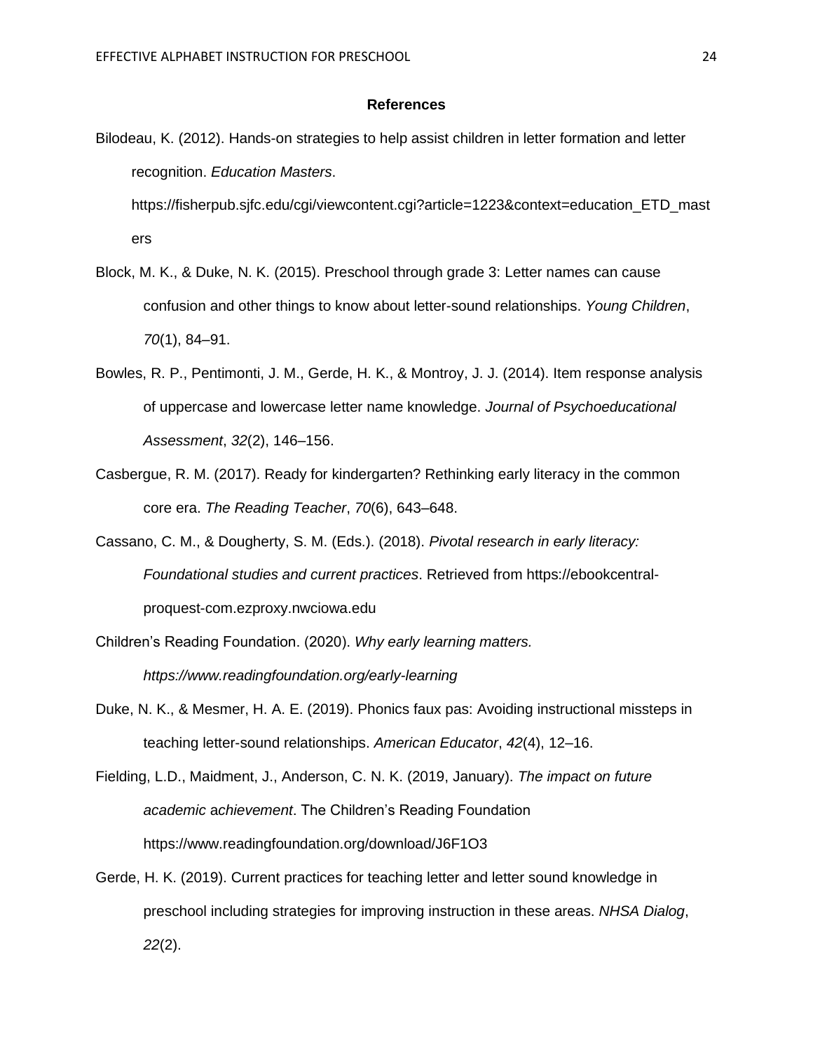# References

Bilodeau, K. (2012). Hands-on strategies to help assist children in letter formation and letter recognition. *Education Masters*. https://fisherpub.sjfc.edu/cgi/viewcontent.cgi?article=1223&context=education_ETD_masters

Block, M. K., & Duke, N. K. (2015). Preschool through grade 3: Letter names can cause confusion and other things to know about letter-sound relationships. *Young Children*, *70*(1), 84–91.

Bowles, R. P., Pentimonti, J. M., Gerde, H. K., & Montroy, J. J. (2014). Item response analysis of uppercase and lowercase letter name knowledge. *Journal of Psychoeducational Assessment*, *32*(2), 146–156.

Casbergue, R. M. (2017). Ready for kindergarten? Rethinking early literacy in the common core era. *The Reading Teacher*, *70*(6), 643–648.

Cassano, C. M., & Dougherty, S. M. (Eds.). (2018). *Pivotal research in early literacy: Foundational studies and current practices*. Retrieved from https://ebookcentral-proquest-com.ezproxy.nwciowa.edu

Children's Reading Foundation. (2020). *Why early learning matters. https://www.readingfoundation.org/early-learning*

Duke, N. K., & Mesmer, H. A. E. (2019). Phonics faux pas: Avoiding instructional missteps in teaching letter-sound relationships. *American Educator*, *42*(4), 12–16.

Fielding, L.D., Maidment, J., Anderson, C. N. K. (2019, January). *The impact on future academic achievement*. The Children's Reading Foundation https://www.readingfoundation.org/download/J6F1O3

Gerde, H. K. (2019). Current practices for teaching letter and letter sound knowledge in preschool including strategies for improving instruction in these areas. *NHSA Dialog*, *22*(2).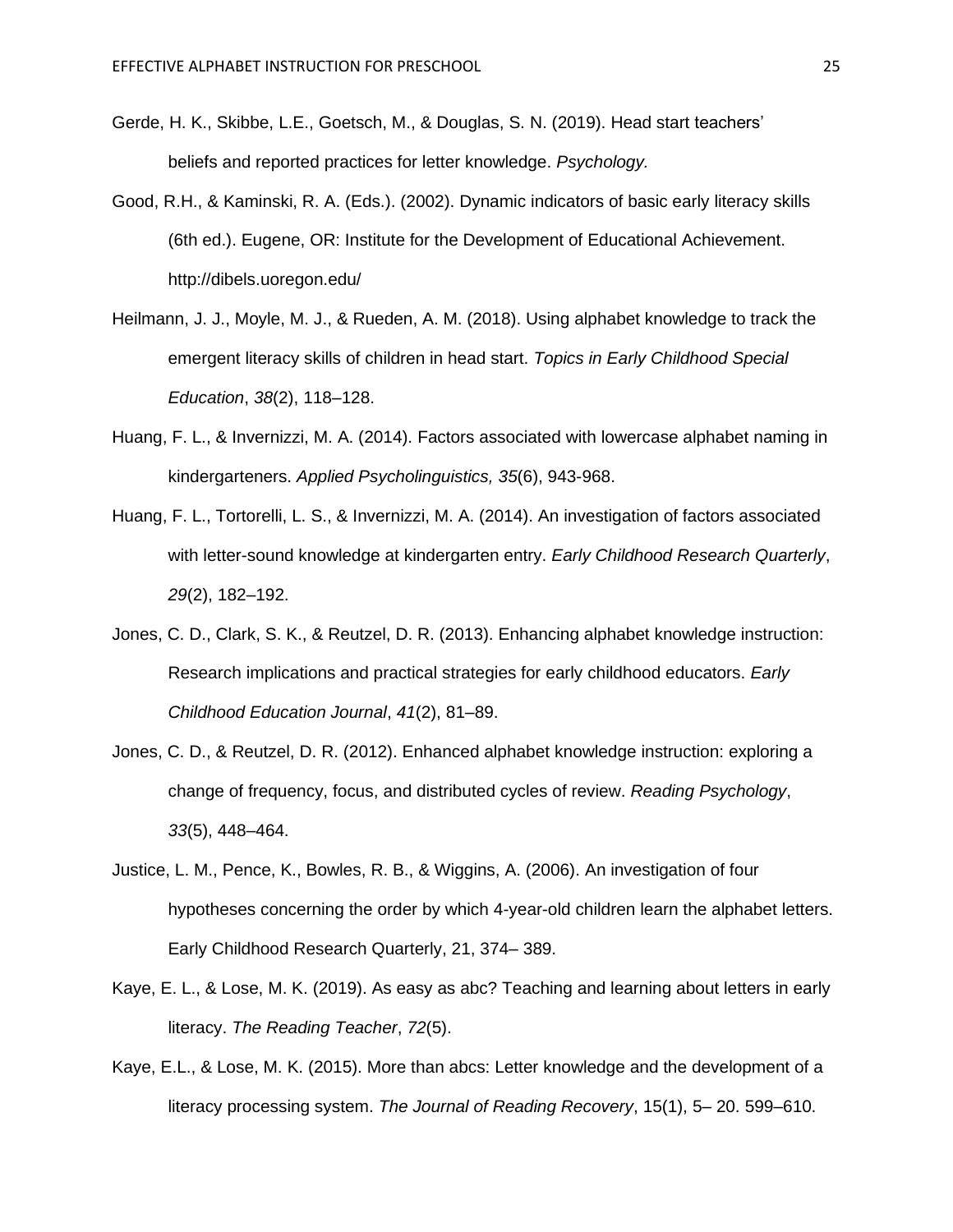Gerde, H. K., Skibbe, L.E., Goetsch, M., & Douglas, S. N. (2019). Head start teachers' beliefs and reported practices for letter knowledge. *Psychology.*

Good, R.H., & Kaminski, R. A. (Eds.). (2002). Dynamic indicators of basic early literacy skills (6th ed.). Eugene, OR: Institute for the Development of Educational Achievement. http://dibels.uoregon.edu/

Heilmann, J. J., Moyle, M. J., & Rueden, A. M. (2018). Using alphabet knowledge to track the emergent literacy skills of children in head start. *Topics in Early Childhood Special Education*, *38*(2), 118–128.

Huang, F. L., & Invernizzi, M. A. (2014). Factors associated with lowercase alphabet naming in kindergarteners. *Applied Psycholinguistics, 35*(6), 943-968.

Huang, F. L., Tortorelli, L. S., & Invernizzi, M. A. (2014). An investigation of factors associated with letter-sound knowledge at kindergarten entry. *Early Childhood Research Quarterly*, *29*(2), 182–192.

Jones, C. D., Clark, S. K., & Reutzel, D. R. (2013). Enhancing alphabet knowledge instruction: Research implications and practical strategies for early childhood educators. *Early Childhood Education Journal*, *41*(2), 81–89.

Jones, C. D., & Reutzel, D. R. (2012). Enhanced alphabet knowledge instruction: exploring a change of frequency, focus, and distributed cycles of review. *Reading Psychology*, *33*(5), 448–464.

Justice, L. M., Pence, K., Bowles, R. B., & Wiggins, A. (2006). An investigation of four hypotheses concerning the order by which 4-year-old children learn the alphabet letters. Early Childhood Research Quarterly, 21, 374– 389.

Kaye, E. L., & Lose, M. K. (2019). As easy as abc? Teaching and learning about letters in early literacy. *The Reading Teacher*, *72*(5).

Kaye, E.L., & Lose, M. K. (2015). More than abcs: Letter knowledge and the development of a literacy processing system. *The Journal of Reading Recovery*, 15(1), 5– 20. 599–610.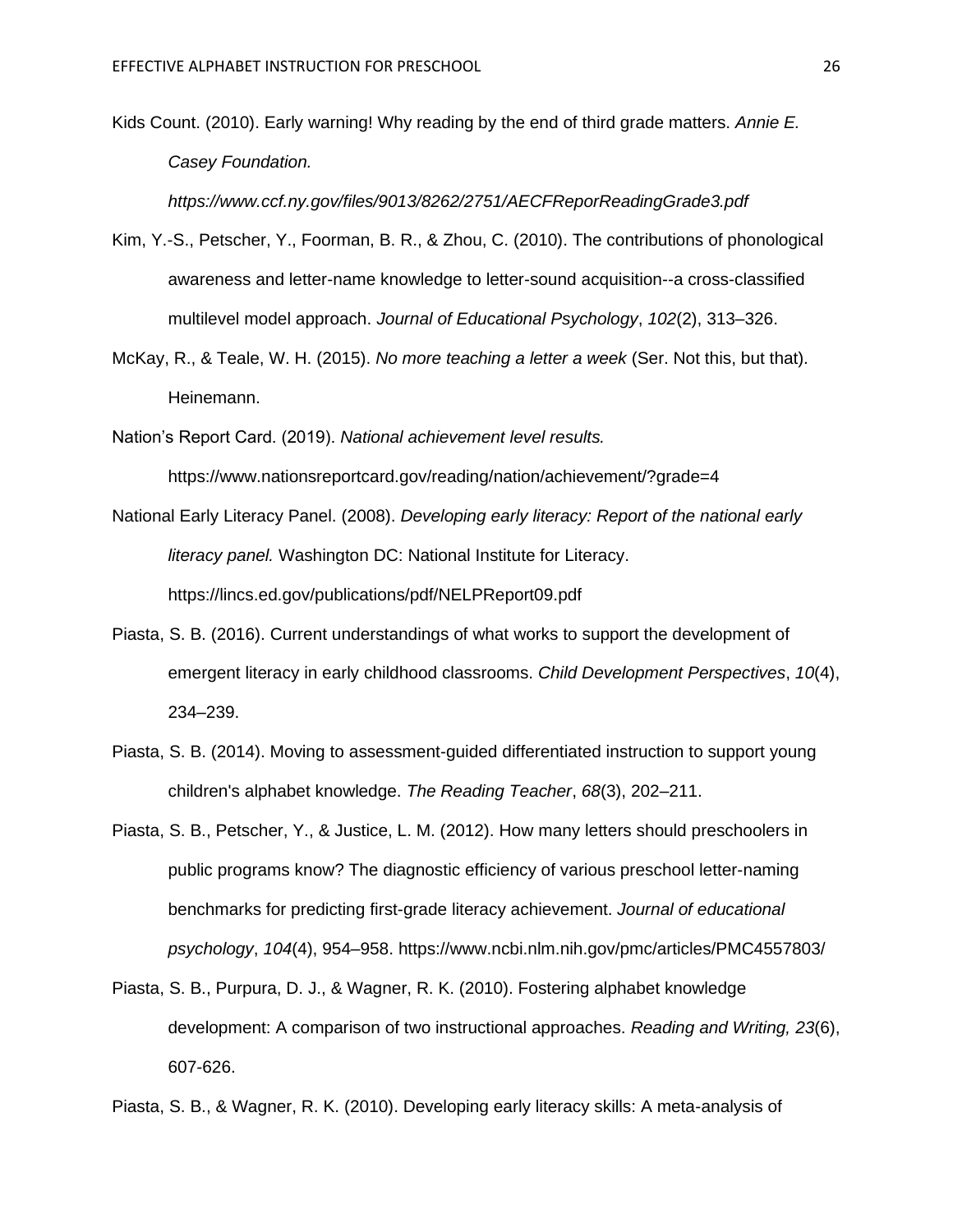Kids Count. (2010). Early warning! Why reading by the end of third grade matters. *Annie E. Casey Foundation. https://www.ccf.ny.gov/files/9013/8262/2751/AECFReporReadingGrade3.pdf*

Kim, Y.-S., Petscher, Y., Foorman, B. R., & Zhou, C. (2010). The contributions of phonological awareness and letter-name knowledge to letter-sound acquisition--a cross-classified multilevel model approach. *Journal of Educational Psychology*, *102*(2), 313–326.

McKay, R., & Teale, W. H. (2015). *No more teaching a letter a week* (Ser. Not this, but that). Heinemann.

Nation's Report Card. (2019). *National achievement level results.* https://www.nationsreportcard.gov/reading/nation/achievement/?grade=4

National Early Literacy Panel. (2008). *Developing early literacy: Report of the national early literacy panel.* Washington DC: National Institute for Literacy. https://lincs.ed.gov/publications/pdf/NELPReport09.pdf

Piasta, S. B. (2016). Current understandings of what works to support the development of emergent literacy in early childhood classrooms. *Child Development Perspectives*, *10*(4), 234–239.

Piasta, S. B. (2014). Moving to assessment-guided differentiated instruction to support young children's alphabet knowledge. *The Reading Teacher*, *68*(3), 202–211.

Piasta, S. B., Petscher, Y., & Justice, L. M. (2012). How many letters should preschoolers in public programs know? The diagnostic efficiency of various preschool letter-naming benchmarks for predicting first-grade literacy achievement. *Journal of educational psychology*, *104*(4), 954–958. https://www.ncbi.nlm.nih.gov/pmc/articles/PMC4557803/

Piasta, S. B., Purpura, D. J., & Wagner, R. K. (2010). Fostering alphabet knowledge development: A comparison of two instructional approaches. *Reading and Writing, 23*(6), 607-626.

Piasta, S. B., & Wagner, R. K. (2010). Developing early literacy skills: A meta-analysis of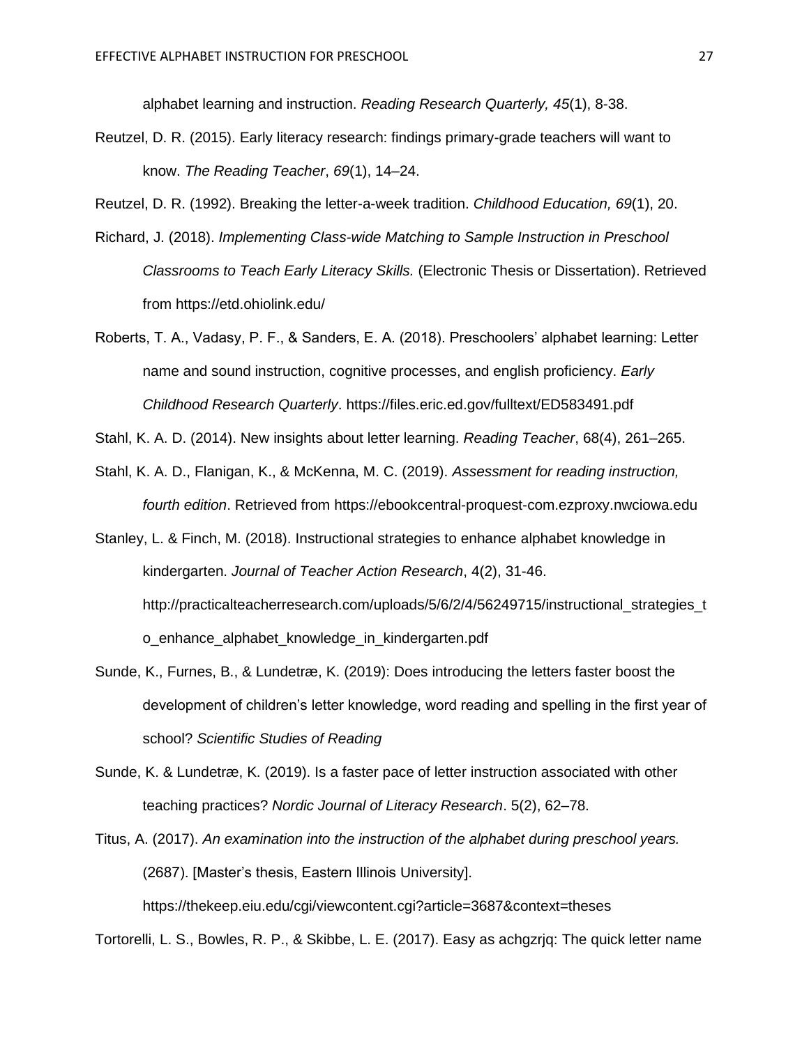alphabet learning and instruction. *Reading Research Quarterly, 45*(1), 8-38.

Reutzel, D. R. (2015). Early literacy research: findings primary-grade teachers will want to know. *The Reading Teacher*, *69*(1), 14–24.

Reutzel, D. R. (1992). Breaking the letter-a-week tradition. *Childhood Education, 69*(1), 20.

Richard, J. (2018). *Implementing Class-wide Matching to Sample Instruction in Preschool Classrooms to Teach Early Literacy Skills.* (Electronic Thesis or Dissertation). Retrieved from https://etd.ohiolink.edu/

Roberts, T. A., Vadasy, P. F., & Sanders, E. A. (2018). Preschoolers' alphabet learning: Letter name and sound instruction, cognitive processes, and english proficiency. *Early Childhood Research Quarterly*. https://files.eric.ed.gov/fulltext/ED583491.pdf

Stahl, K. A. D. (2014). New insights about letter learning. *Reading Teacher*, 68(4), 261–265.

Stahl, K. A. D., Flanigan, K., & McKenna, M. C. (2019). *Assessment for reading instruction, fourth edition*. Retrieved from https://ebookcentral-proquest-com.ezproxy.nwciowa.edu

Stanley, L. & Finch, M. (2018). Instructional strategies to enhance alphabet knowledge in kindergarten. *Journal of Teacher Action Research*, 4(2), 31-46. http://practicalteacherresearch.com/uploads/5/6/2/4/56249715/instructional_strategies_to_enhance_alphabet_knowledge_in_kindergarten.pdf

Sunde, K., Furnes, B., & Lundetræ, K. (2019): Does introducing the letters faster boost the development of children's letter knowledge, word reading and spelling in the first year of school? *Scientific Studies of Reading*

Sunde, K. & Lundetræ, K. (2019). Is a faster pace of letter instruction associated with other teaching practices? *Nordic Journal of Literacy Research*. 5(2), 62–78.

Titus, A. (2017). *An examination into the instruction of the alphabet during preschool years.* (2687). [Master's thesis, Eastern Illinois University]. https://thekeep.eiu.edu/cgi/viewcontent.cgi?article=3687&context=theses

Tortorelli, L. S., Bowles, R. P., & Skibbe, L. E. (2017). Easy as achgzrjq: The quick letter name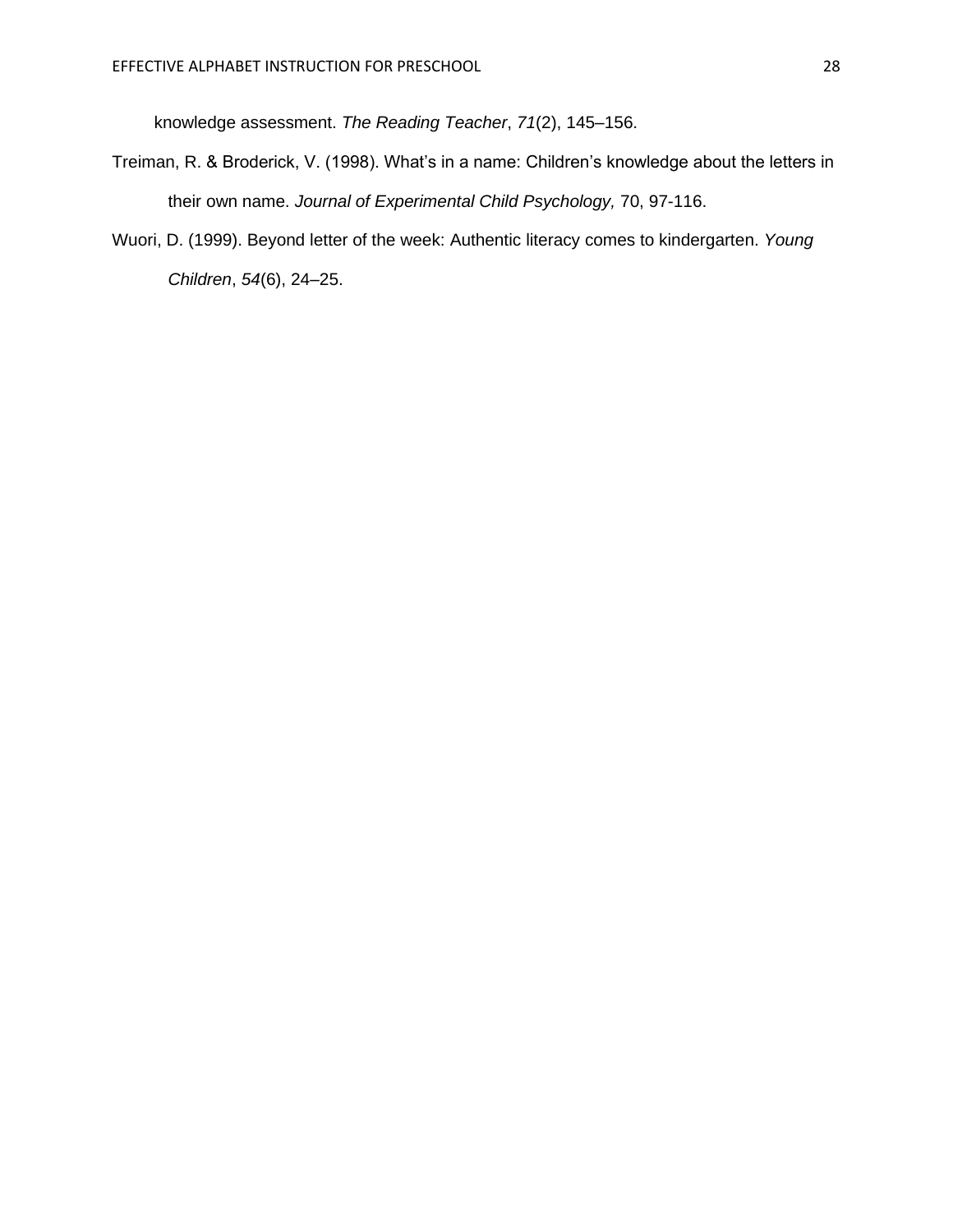knowledge assessment. *The Reading Teacher*, *71*(2), 145–156.

Treiman, R. & Broderick, V. (1998). What's in a name: Children's knowledge about the letters in their own name. *Journal of Experimental Child Psychology,* 70, 97-116.

Wuori, D. (1999). Beyond letter of the week: Authentic literacy comes to kindergarten. *Young Children*, *54*(6), 24–25.